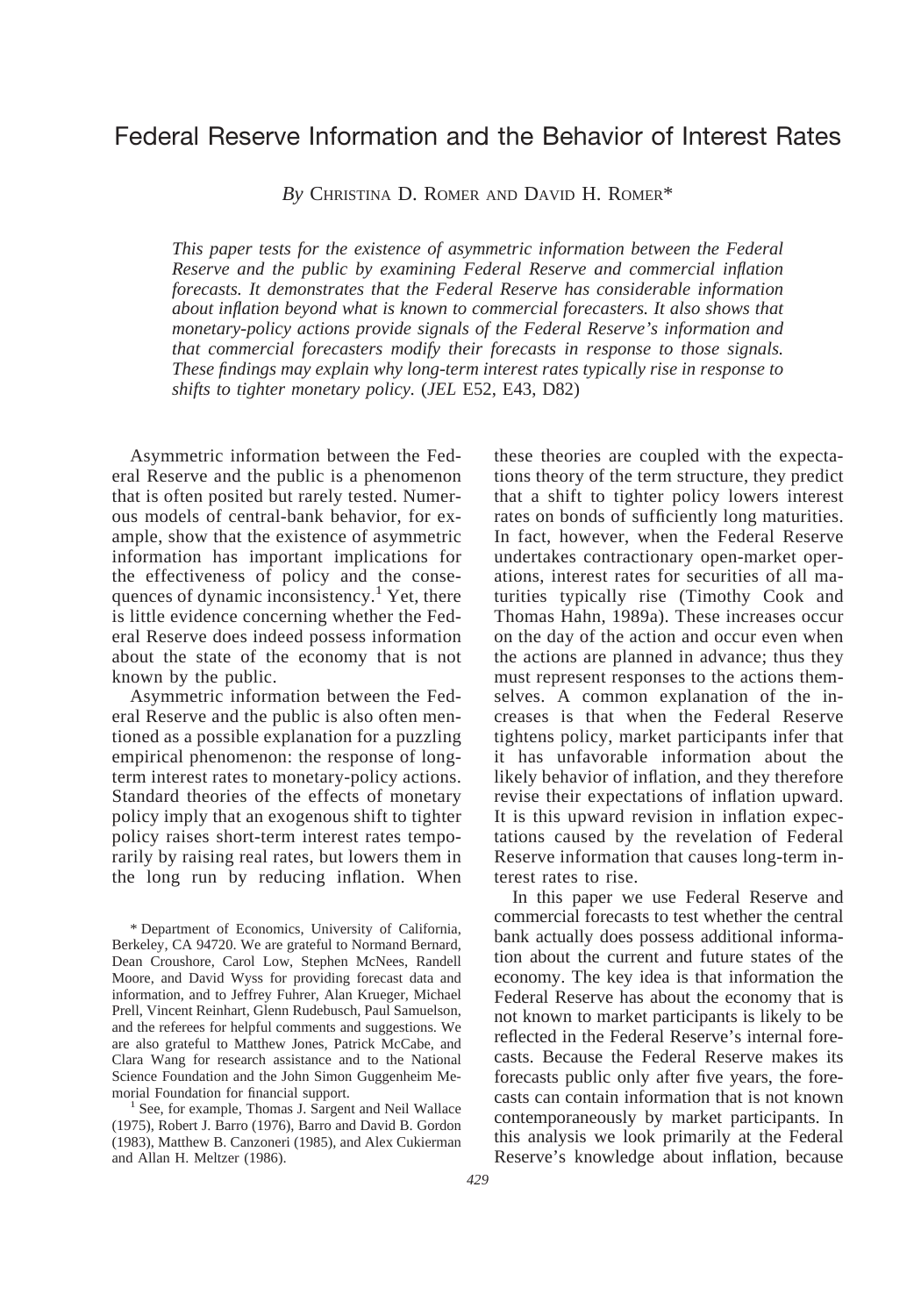# Federal Reserve Information and the Behavior of Interest Rates

*By* CHRISTINA D. ROMER AND DAVID H. ROMER*

*This paper tests for the existence of asymmetric information between the Federal Reserve and the public by examining Federal Reserve and commercial inflation forecasts. It demonstrates that the Federal Reserve has considerable information about inflation beyond what is known to commercial forecasters. It also shows that monetary-policy actions provide signals of the Federal Reserve's information and that commercial forecasters modify their forecasts in response to those signals. These findings may explain why long-term interest rates typically rise in response to shifts to tighter monetary policy.* (*JEL* E52, E43, D82)

Asymmetric information between the Federal Reserve and the public is a phenomenon that is often posited but rarely tested. Numerous models of central-bank behavior, for example, show that the existence of asymmetric information has important implications for the effectiveness of policy and the consequences of dynamic inconsistency.[1] Yet, there is little evidence concerning whether the Federal Reserve does indeed possess information about the state of the economy that is not known by the public.

Asymmetric information between the Federal Reserve and the public is also often mentioned as a possible explanation for a puzzling empirical phenomenon: the response of long-term interest rates to monetary-policy actions. Standard theories of the effects of monetary policy imply that an exogenous shift to tighter policy raises short-term interest rates temporarily by raising real rates, but lowers them in the long run by reducing inflation. When these theories are coupled with the expectations theory of the term structure, they predict that a shift to tighter policy lowers interest rates on bonds of sufficiently long maturities. In fact, however, when the Federal Reserve undertakes contractionary open-market operations, interest rates for securities of all maturities typically rise (Timothy Cook and Thomas Hahn, 1989a). These increases occur on the day of the action and occur even when the actions are planned in advance; thus they must represent responses to the actions themselves. A common explanation of the increases is that when the Federal Reserve tightens policy, market participants infer that it has unfavorable information about the likely behavior of inflation, and they therefore revise their expectations of inflation upward. It is this upward revision in inflation expectations caused by the revelation of Federal Reserve information that causes long-term interest rates to rise.

In this paper we use Federal Reserve and commercial forecasts to test whether the central bank actually does possess additional information about the current and future states of the economy. The key idea is that information the Federal Reserve has about the economy that is not known to market participants is likely to be reflected in the Federal Reserve's internal forecasts. Because the Federal Reserve makes its forecasts public only after five years, the forecasts can contain information that is not known contemporaneously by market participants. In this analysis we look primarily at the Federal Reserve's knowledge about inflation, because

\* Department of Economics, University of California, Berkeley, CA 94720. We are grateful to Normand Bernard, Dean Croushore, Carol Low, Stephen McNees, Randell Moore, and David Wyss for providing forecast data and information, and to Jeffrey Fuhrer, Alan Krueger, Michael Prell, Vincent Reinhart, Glenn Rudebusch, Paul Samuelson, and the referees for helpful comments and suggestions. We are also grateful to Matthew Jones, Patrick McCabe, and Clara Wang for research assistance and to the National Science Foundation and the John Simon Guggenheim Memorial Foundation for financial support.

[1] See, for example, Thomas J. Sargent and Neil Wallace (1975), Robert J. Barro (1976), Barro and David B. Gordon (1983), Matthew B. Canzoneri (1985), and Alex Cukierman and Allan H. Meltzer (1986).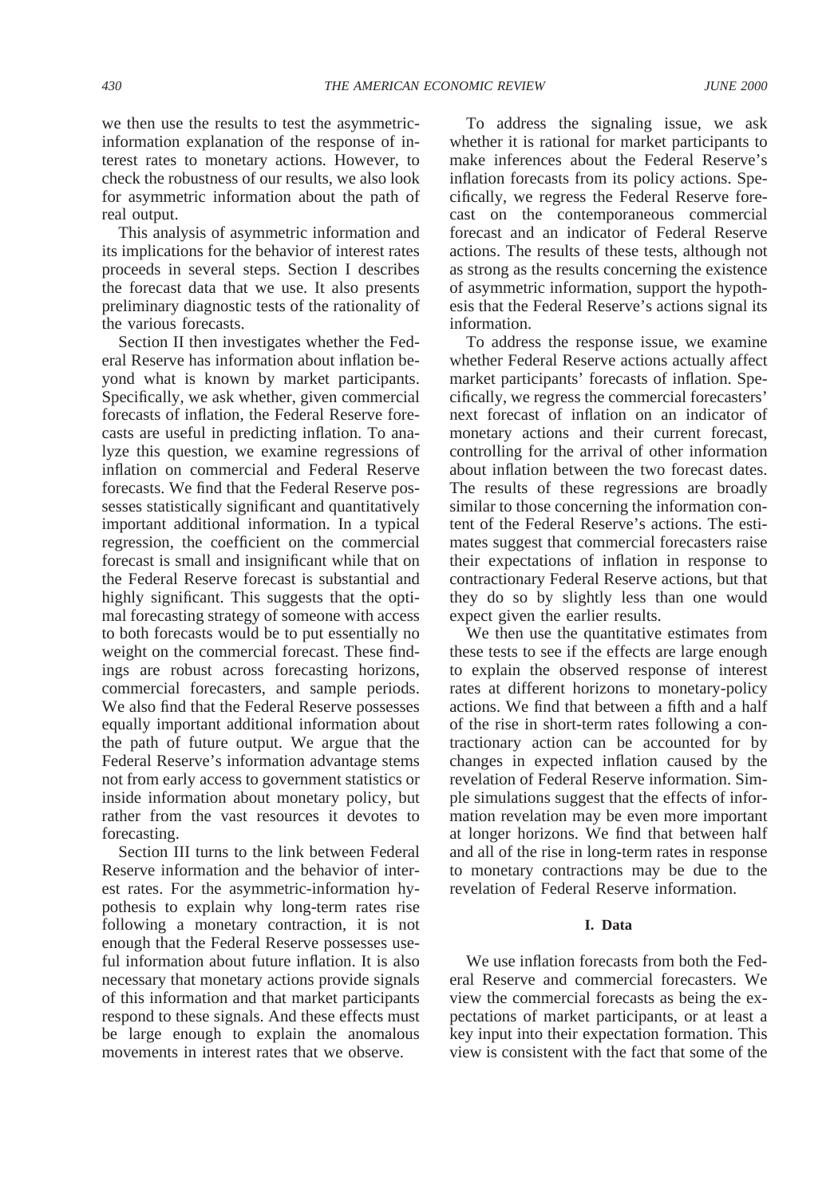we then use the results to test the asymmetric-information explanation of the response of interest rates to monetary actions. However, to check the robustness of our results, we also look for asymmetric information about the path of real output.

This analysis of asymmetric information and its implications for the behavior of interest rates proceeds in several steps. Section I describes the forecast data that we use. It also presents preliminary diagnostic tests of the rationality of the various forecasts.

Section II then investigates whether the Federal Reserve has information about inflation beyond what is known by market participants. Specifically, we ask whether, given commercial forecasts of inflation, the Federal Reserve forecasts are useful in predicting inflation. To analyze this question, we examine regressions of inflation on commercial and Federal Reserve forecasts. We find that the Federal Reserve possesses statistically significant and quantitatively important additional information. In a typical regression, the coefficient on the commercial forecast is small and insignificant while that on the Federal Reserve forecast is substantial and highly significant. This suggests that the optimal forecasting strategy of someone with access to both forecasts would be to put essentially no weight on the commercial forecast. These findings are robust across forecasting horizons, commercial forecasters, and sample periods. We also find that the Federal Reserve possesses equally important additional information about the path of future output. We argue that the Federal Reserve's information advantage stems not from early access to government statistics or inside information about monetary policy, but rather from the vast resources it devotes to forecasting.

Section III turns to the link between Federal Reserve information and the behavior of interest rates. For the asymmetric-information hypothesis to explain why long-term rates rise following a monetary contraction, it is not enough that the Federal Reserve possesses useful information about future inflation. It is also necessary that monetary actions provide signals of this information and that market participants respond to these signals. And these effects must be large enough to explain the anomalous movements in interest rates that we observe.

To address the signaling issue, we ask whether it is rational for market participants to make inferences about the Federal Reserve's inflation forecasts from its policy actions. Specifically, we regress the Federal Reserve forecast on the contemporaneous commercial forecast and an indicator of Federal Reserve actions. The results of these tests, although not as strong as the results concerning the existence of asymmetric information, support the hypothesis that the Federal Reserve's actions signal its information.

To address the response issue, we examine whether Federal Reserve actions actually affect market participants' forecasts of inflation. Specifically, we regress the commercial forecasters' next forecast of inflation on an indicator of monetary actions and their current forecast, controlling for the arrival of other information about inflation between the two forecast dates. The results of these regressions are broadly similar to those concerning the information content of the Federal Reserve's actions. The estimates suggest that commercial forecasters raise their expectations of inflation in response to contractionary Federal Reserve actions, but that they do so by slightly less than one would expect given the earlier results.

We then use the quantitative estimates from these tests to see if the effects are large enough to explain the observed response of interest rates at different horizons to monetary-policy actions. We find that between a fifth and a half of the rise in short-term rates following a contractionary action can be accounted for by changes in expected inflation caused by the revelation of Federal Reserve information. Simple simulations suggest that the effects of information revelation may be even more important at longer horizons. We find that between half and all of the rise in long-term rates in response to monetary contractions may be due to the revelation of Federal Reserve information.

## I. Data

We use inflation forecasts from both the Federal Reserve and commercial forecasters. We view the commercial forecasts as being the expectations of market participants, or at least a key input into their expectation formation. This view is consistent with the fact that some of the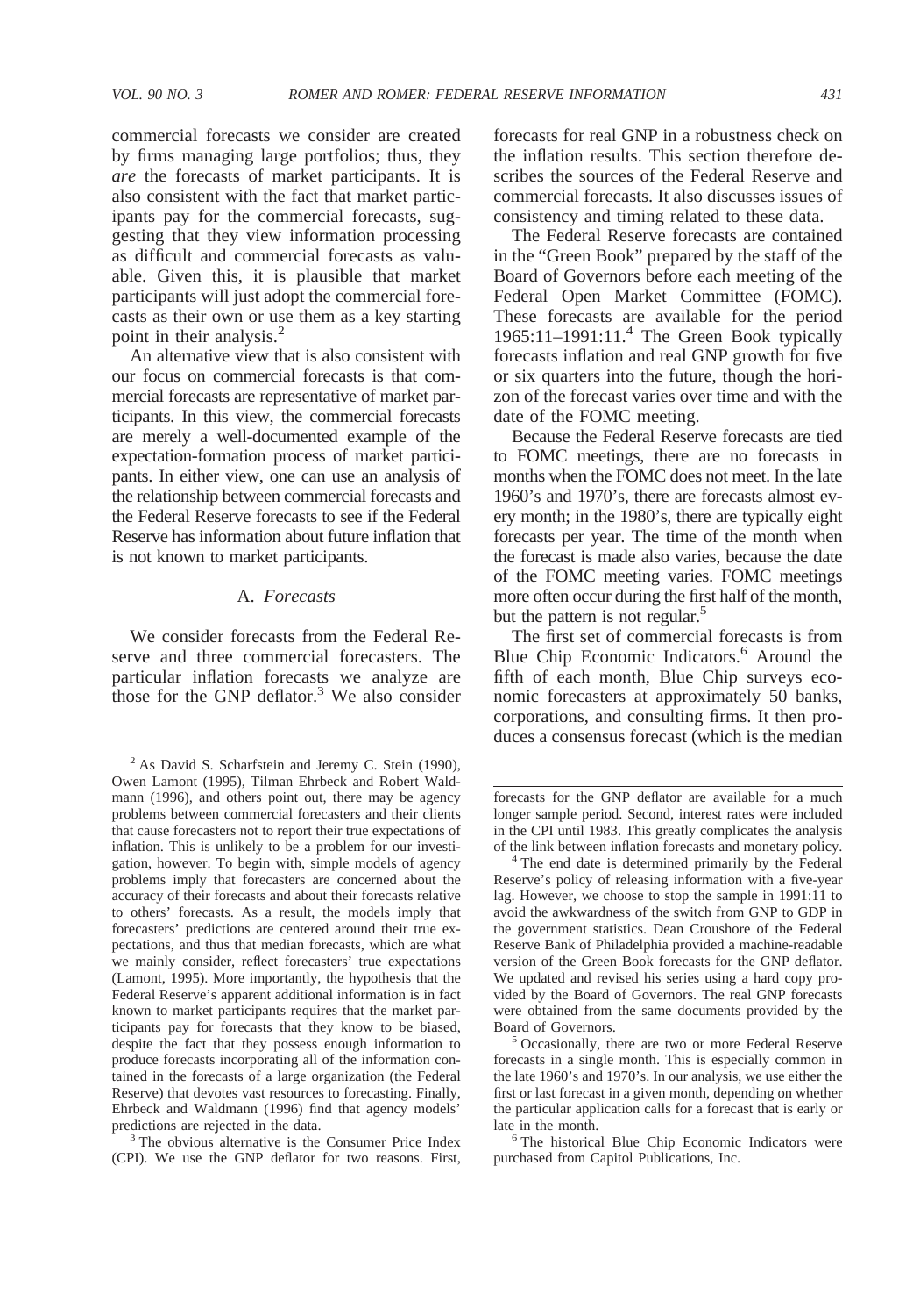commercial forecasts we consider are created by firms managing large portfolios; thus, they *are* the forecasts of market participants. It is also consistent with the fact that market participants pay for the commercial forecasts, suggesting that they view information processing as difficult and commercial forecasts as valuable. Given this, it is plausible that market participants will just adopt the commercial forecasts as their own or use them as a key starting point in their analysis.[2]

An alternative view that is also consistent with our focus on commercial forecasts is that commercial forecasts are representative of market participants. In this view, the commercial forecasts are merely a well-documented example of the expectation-formation process of market participants. In either view, one can use an analysis of the relationship between commercial forecasts and the Federal Reserve forecasts to see if the Federal Reserve has information about future inflation that is not known to market participants.

### A. *Forecasts*

We consider forecasts from the Federal Reserve and three commercial forecasters. The particular inflation forecasts we analyze are those for the GNP deflator.[3] We also consider forecasts for real GNP in a robustness check on the inflation results. This section therefore describes the sources of the Federal Reserve and commercial forecasts. It also discusses issues of consistency and timing related to these data.

The Federal Reserve forecasts are contained in the "Green Book" prepared by the staff of the Board of Governors before each meeting of the Federal Open Market Committee (FOMC). These forecasts are available for the period 1965:11–1991:11.[4] The Green Book typically forecasts inflation and real GNP growth for five or six quarters into the future, though the horizon of the forecast varies over time and with the date of the FOMC meeting.

Because the Federal Reserve forecasts are tied to FOMC meetings, there are no forecasts in months when the FOMC does not meet. In the late 1960's and 1970's, there are forecasts almost every month; in the 1980's, there are typically eight forecasts per year. The time of the month when the forecast is made also varies, because the date of the FOMC meeting varies. FOMC meetings more often occur during the first half of the month, but the pattern is not regular.[5]

The first set of commercial forecasts is from Blue Chip Economic Indicators.[6] Around the fifth of each month, Blue Chip surveys economic forecasters at approximately 50 banks, corporations, and consulting firms. It then produces a consensus forecast (which is the median

---

[2] As David S. Scharfstein and Jeremy C. Stein (1990), Owen Lamont (1995), Tilman Ehrbeck and Robert Waldmann (1996), and others point out, there may be agency problems between commercial forecasters and their clients that cause forecasters not to report their true expectations of inflation. This is unlikely to be a problem for our investigation, however. To begin with, simple models of agency problems imply that forecasters are concerned about the accuracy of their forecasts and about their forecasts relative to others' forecasts. As a result, the models imply that forecasters' predictions are centered around their true expectations, and thus that median forecasts, which are what we mainly consider, reflect forecasters' true expectations (Lamont, 1995). More importantly, the hypothesis that the Federal Reserve's apparent additional information is in fact known to market participants requires that the market participants pay for forecasts that they know to be biased, despite the fact that they possess enough information to produce forecasts incorporating all of the information contained in the forecasts of a large organization (the Federal Reserve) that devotes vast resources to forecasting. Finally, Ehrbeck and Waldmann (1996) find that agency models' predictions are rejected in the data.

[3] The obvious alternative is the Consumer Price Index (CPI). We use the GNP deflator for two reasons. First, forecasts for the GNP deflator are available for a much longer sample period. Second, interest rates were included in the CPI until 1983. This greatly complicates the analysis of the link between inflation forecasts and monetary policy.

[4] The end date is determined primarily by the Federal Reserve's policy of releasing information with a five-year lag. However, we choose to stop the sample in 1991:11 to avoid the awkwardness of the switch from GNP to GDP in the government statistics. Dean Croushore of the Federal Reserve Bank of Philadelphia provided a machine-readable version of the Green Book forecasts for the GNP deflator. We updated and revised his series using a hard copy provided by the Board of Governors. The real GNP forecasts were obtained from the same documents provided by the Board of Governors.

[5] Occasionally, there are two or more Federal Reserve forecasts in a single month. This is especially common in the late 1960's and 1970's. In our analysis, we use either the first or last forecast in a given month, depending on whether the particular application calls for a forecast that is early or late in the month.

[6] The historical Blue Chip Economic Indicators were purchased from Capitol Publications, Inc.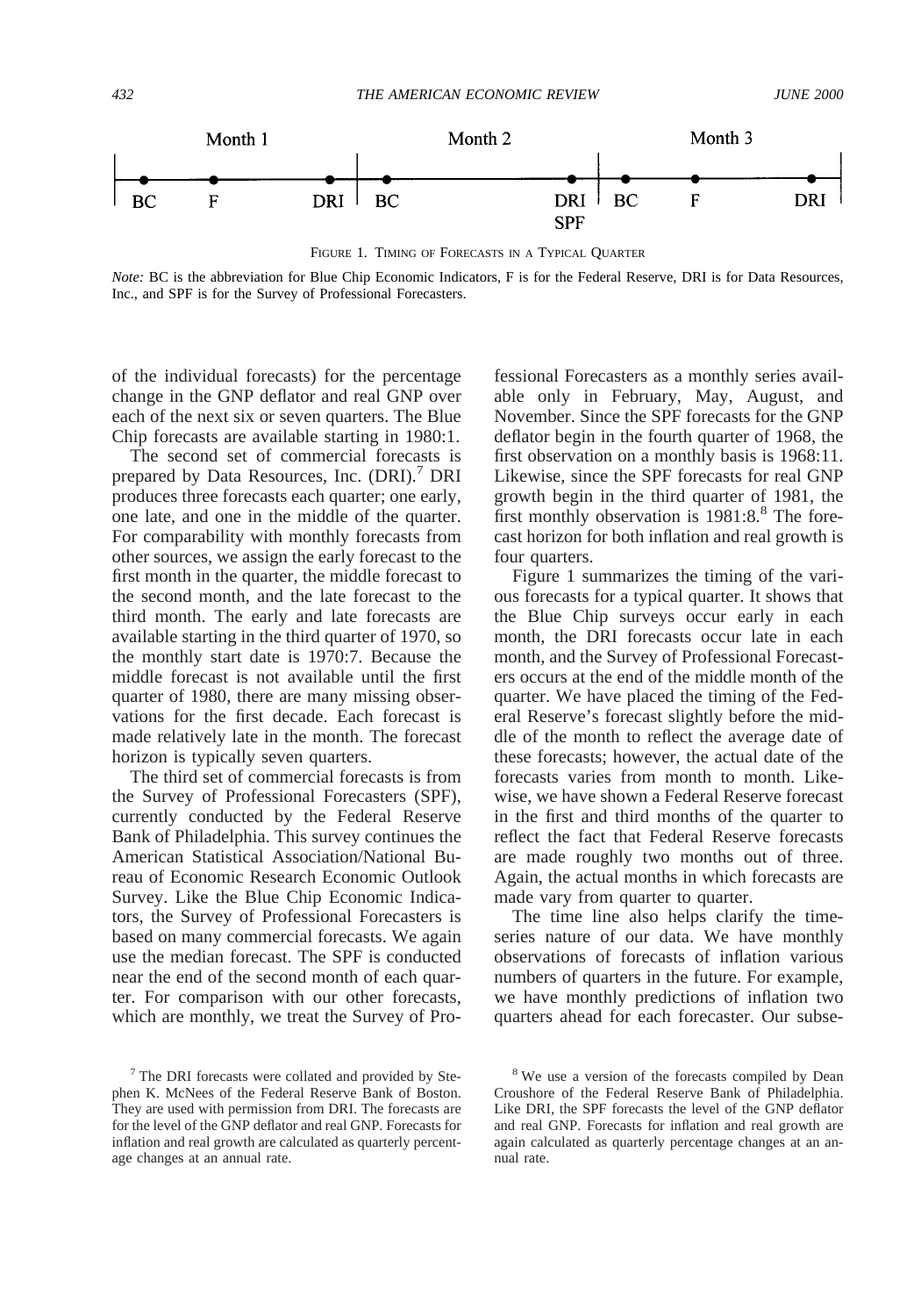FIGURE 1. TIMING OF FORECASTS IN A TYPICAL QUARTER

*Note:* BC is the abbreviation for Blue Chip Economic Indicators, F is for the Federal Reserve, DRI is for Data Resources, Inc., and SPF is for the Survey of Professional Forecasters.

of the individual forecasts) for the percentage change in the GNP deflator and real GNP over each of the next six or seven quarters. The Blue Chip forecasts are available starting in 1980:1.

The second set of commercial forecasts is prepared by Data Resources, Inc. (DRI).[7] DRI produces three forecasts each quarter; one early, one late, and one in the middle of the quarter. For comparability with monthly forecasts from other sources, we assign the early forecast to the first month in the quarter, the middle forecast to the second month, and the late forecast to the third month. The early and late forecasts are available starting in the third quarter of 1970, so the monthly start date is 1970:7. Because the middle forecast is not available until the first quarter of 1980, there are many missing observations for the first decade. Each forecast is made relatively late in the month. The forecast horizon is typically seven quarters.

The third set of commercial forecasts is from the Survey of Professional Forecasters (SPF), currently conducted by the Federal Reserve Bank of Philadelphia. This survey continues the American Statistical Association/National Bureau of Economic Research Economic Outlook Survey. Like the Blue Chip Economic Indicators, the Survey of Professional Forecasters is based on many commercial forecasts. We again use the median forecast. The SPF is conducted near the end of the second month of each quarter. For comparison with our other forecasts, which are monthly, we treat the Survey of Professional Forecasters as a monthly series available only in February, May, August, and November. Since the SPF forecasts for the GNP deflator begin in the fourth quarter of 1968, the first observation on a monthly basis is 1968:11. Likewise, since the SPF forecasts for real GNP growth begin in the third quarter of 1981, the first monthly observation is 1981:8.[8] The forecast horizon for both inflation and real growth is four quarters.

Figure 1 summarizes the timing of the various forecasts for a typical quarter. It shows that the Blue Chip surveys occur early in each month, the DRI forecasts occur late in each month, and the Survey of Professional Forecasters occurs at the end of the middle month of the quarter. We have placed the timing of the Federal Reserve's forecast slightly before the middle of the month to reflect the average date of these forecasts; however, the actual date of the forecasts varies from month to month. Likewise, we have shown a Federal Reserve forecast in the first and third months of the quarter to reflect the fact that Federal Reserve forecasts are made roughly two months out of three. Again, the actual months in which forecasts are made vary from quarter to quarter.

The time line also helps clarify the time-series nature of our data. We have monthly observations of forecasts of inflation various numbers of quarters in the future. For example, we have monthly predictions of inflation two quarters ahead for each forecaster. Our subse-

[7] The DRI forecasts were collated and provided by Stephen K. McNees of the Federal Reserve Bank of Boston. They are used with permission from DRI. The forecasts are for the level of the GNP deflator and real GNP. Forecasts for inflation and real growth are calculated as quarterly percentage changes at an annual rate.

[8] We use a version of the forecasts compiled by Dean Croushore of the Federal Reserve Bank of Philadelphia. Like DRI, the SPF forecasts the level of the GNP deflator and real GNP. Forecasts for inflation and real growth are again calculated as quarterly percentage changes at an annual rate.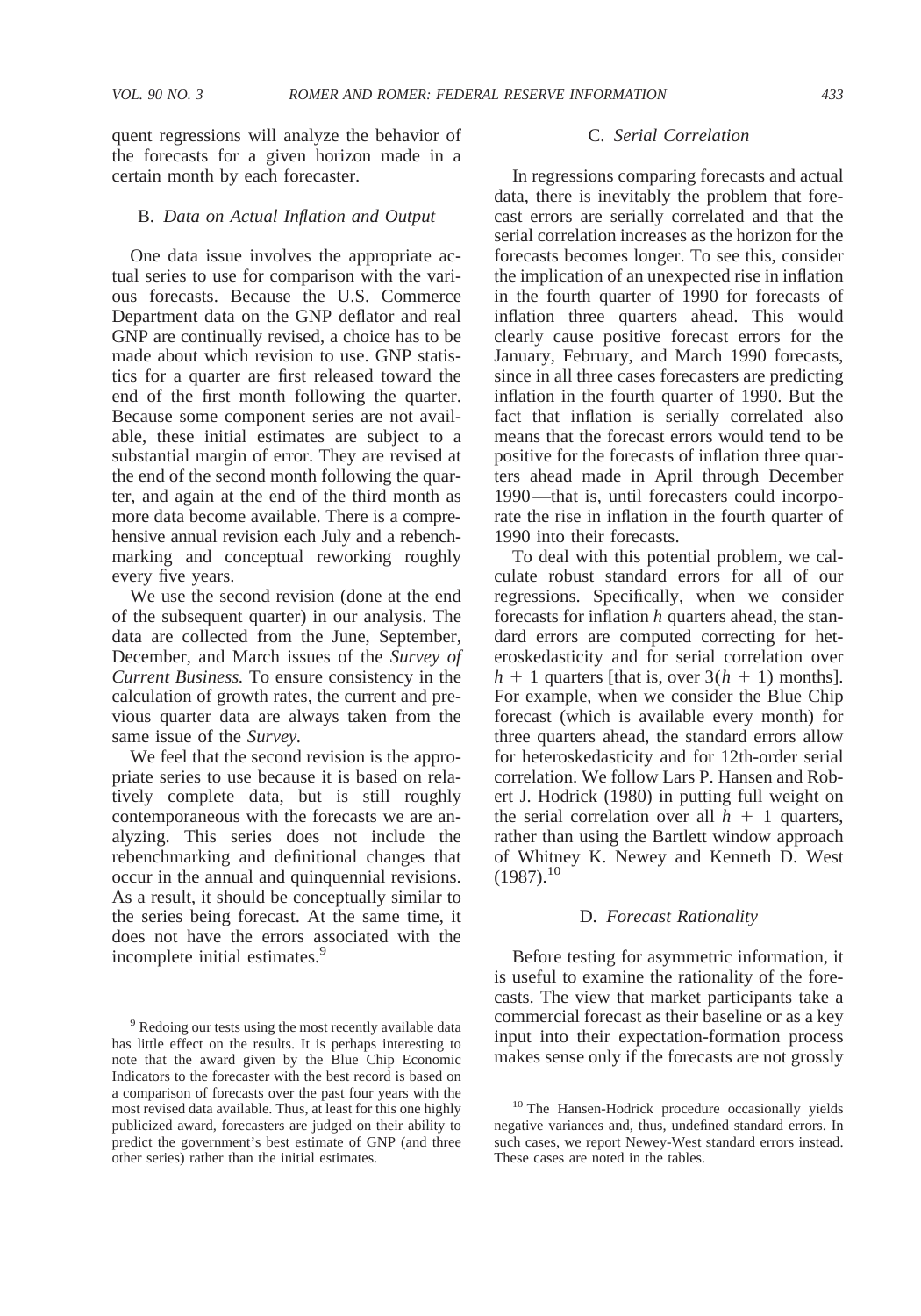quent regressions will analyze the behavior of the forecasts for a given horizon made in a certain month by each forecaster.

### B. *Data on Actual Inflation and Output*

One data issue involves the appropriate actual series to use for comparison with the various forecasts. Because the U.S. Commerce Department data on the GNP deflator and real GNP are continually revised, a choice has to be made about which revision to use. GNP statistics for a quarter are first released toward the end of the first month following the quarter. Because some component series are not available, these initial estimates are subject to a substantial margin of error. They are revised at the end of the second month following the quarter, and again at the end of the third month as more data become available. There is a comprehensive annual revision each July and a rebenchmarking and conceptual reworking roughly every five years.

We use the second revision (done at the end of the subsequent quarter) in our analysis. The data are collected from the June, September, December, and March issues of the *Survey of Current Business.* To ensure consistency in the calculation of growth rates, the current and previous quarter data are always taken from the same issue of the *Survey.*

We feel that the second revision is the appropriate series to use because it is based on relatively complete data, but is still roughly contemporaneous with the forecasts we are analyzing. This series does not include the rebenchmarking and definitional changes that occur in the annual and quinquennial revisions. As a result, it should be conceptually similar to the series being forecast. At the same time, it does not have the errors associated with the incomplete initial estimates.[9]

### C. *Serial Correlation*

In regressions comparing forecasts and actual data, there is inevitably the problem that forecast errors are serially correlated and that the serial correlation increases as the horizon for the forecasts becomes longer. To see this, consider the implication of an unexpected rise in inflation in the fourth quarter of 1990 for forecasts of inflation three quarters ahead. This would clearly cause positive forecast errors for the January, February, and March 1990 forecasts, since in all three cases forecasters are predicting inflation in the fourth quarter of 1990. But the fact that inflation is serially correlated also means that the forecast errors would tend to be positive for the forecasts of inflation three quarters ahead made in April through December 1990—that is, until forecasters could incorporate the rise in inflation in the fourth quarter of 1990 into their forecasts.

To deal with this potential problem, we calculate robust standard errors for all of our regressions. Specifically, when we consider forecasts for inflation $h$ quarters ahead, the standard errors are computed correcting for heteroskedasticity and for serial correlation over $h + 1$ quarters [that is, over $3(h + 1)$ months]. For example, when we consider the Blue Chip forecast (which is available every month) for three quarters ahead, the standard errors allow for heteroskedasticity and for 12th-order serial correlation. We follow Lars P. Hansen and Robert J. Hodrick (1980) in putting full weight on the serial correlation over all $h + 1$ quarters, rather than using the Bartlett window approach of Whitney K. Newey and Kenneth D. West (1987).[10]

### D. *Forecast Rationality*

Before testing for asymmetric information, it is useful to examine the rationality of the forecasts. The view that market participants take a commercial forecast as their baseline or as a key input into their expectation-formation process makes sense only if the forecasts are not grossly

---

[9] Redoing our tests using the most recently available data has little effect on the results. It is perhaps interesting to note that the award given by the Blue Chip Economic Indicators to the forecaster with the best record is based on a comparison of forecasts over the past four years with the most revised data available. Thus, at least for this one highly publicized award, forecasters are judged on their ability to predict the government's best estimate of GNP (and three other series) rather than the initial estimates.

[10] The Hansen-Hodrick procedure occasionally yields negative variances and, thus, undefined standard errors. In such cases, we report Newey-West standard errors instead. These cases are noted in the tables.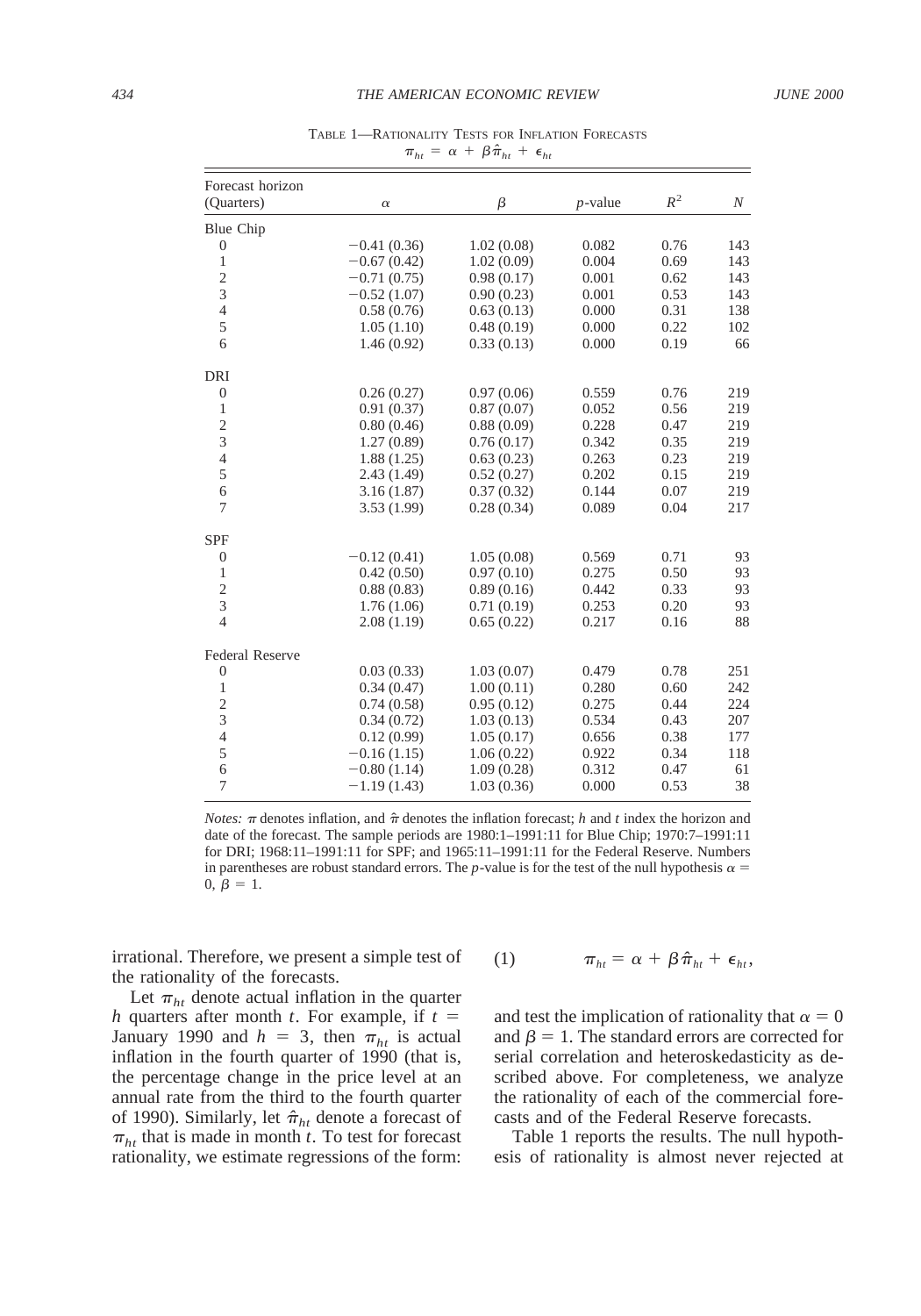TABLE 1—RATIONALITY TESTS FOR INFLATION FORECASTS

$$\pi_{ht} = \alpha + \beta\hat{\pi}_{ht} + \epsilon_{ht}$$

| Forecast horizon (Quarters) | $\alpha$ | $\beta$ | $p$-value | $R^2$ | $N$ |
|---|---|---|---|---|---|
| Blue Chip | | | | | |
| 0 | −0.41 (0.36) | 1.02 (0.08) | 0.082 | 0.76 | 143 |
| 1 | −0.67 (0.42) | 1.02 (0.09) | 0.004 | 0.69 | 143 |
| 2 | −0.71 (0.75) | 0.98 (0.17) | 0.001 | 0.62 | 143 |
| 3 | −0.52 (1.07) | 0.90 (0.23) | 0.001 | 0.53 | 143 |
| 4 | 0.58 (0.76) | 0.63 (0.13) | 0.000 | 0.31 | 138 |
| 5 | 1.05 (1.10) | 0.48 (0.19) | 0.000 | 0.22 | 102 |
| 6 | 1.46 (0.92) | 0.33 (0.13) | 0.000 | 0.19 | 66 |
| DRI | | | | | |
| 0 | 0.26 (0.27) | 0.97 (0.06) | 0.559 | 0.76 | 219 |
| 1 | 0.91 (0.37) | 0.87 (0.07) | 0.052 | 0.56 | 219 |
| 2 | 0.80 (0.46) | 0.88 (0.09) | 0.228 | 0.47 | 219 |
| 3 | 1.27 (0.89) | 0.76 (0.17) | 0.342 | 0.35 | 219 |
| 4 | 1.88 (1.25) | 0.63 (0.23) | 0.263 | 0.23 | 219 |
| 5 | 2.43 (1.49) | 0.52 (0.27) | 0.202 | 0.15 | 219 |
| 6 | 3.16 (1.87) | 0.37 (0.32) | 0.144 | 0.07 | 219 |
| 7 | 3.53 (1.99) | 0.28 (0.34) | 0.089 | 0.04 | 217 |
| SPF | | | | | |
| 0 | −0.12 (0.41) | 1.05 (0.08) | 0.569 | 0.71 | 93 |
| 1 | 0.42 (0.50) | 0.97 (0.10) | 0.275 | 0.50 | 93 |
| 2 | 0.88 (0.83) | 0.89 (0.16) | 0.442 | 0.33 | 93 |
| 3 | 1.76 (1.06) | 0.71 (0.19) | 0.253 | 0.20 | 93 |
| 4 | 2.08 (1.19) | 0.65 (0.22) | 0.217 | 0.16 | 88 |
| Federal Reserve | | | | | |
| 0 | 0.03 (0.33) | 1.03 (0.07) | 0.479 | 0.78 | 251 |
| 1 | 0.34 (0.47) | 1.00 (0.11) | 0.280 | 0.60 | 242 |
| 2 | 0.74 (0.58) | 0.95 (0.12) | 0.275 | 0.44 | 224 |
| 3 | 0.34 (0.72) | 1.03 (0.13) | 0.534 | 0.43 | 207 |
| 4 | 0.12 (0.99) | 1.05 (0.17) | 0.656 | 0.38 | 177 |
| 5 | −0.16 (1.15) | 1.06 (0.22) | 0.922 | 0.34 | 118 |
| 6 | −0.80 (1.14) | 1.09 (0.28) | 0.312 | 0.47 | 61 |
| 7 | −1.19 (1.43) | 1.03 (0.36) | 0.000 | 0.53 | 38 |

*Notes:* $\pi$ denotes inflation, and $\hat{\pi}$ denotes the inflation forecast; $h$ and $t$ index the horizon and date of the forecast. The sample periods are 1980:1–1991:11 for Blue Chip; 1970:7–1991:11 for DRI; 1968:11–1991:11 for SPF; and 1965:11–1991:11 for the Federal Reserve. Numbers in parentheses are robust standard errors. The $p$-value is for the test of the null hypothesis $\alpha = 0$, $\beta = 1$.

irrational. Therefore, we present a simple test of the rationality of the forecasts.

Let $\pi_{ht}$ denote actual inflation in the quarter $h$ quarters after month $t$. For example, if $t =$ January 1990 and $h = 3$, then $\pi_{ht}$ is actual inflation in the fourth quarter of 1990 (that is, the percentage change in the price level at an annual rate from the third to the fourth quarter of 1990). Similarly, let $\hat{\pi}_{ht}$ denote a forecast of $\pi_{ht}$ that is made in month $t$. To test for forecast rationality, we estimate regressions of the form:

$$(1) \qquad \pi_{ht} = \alpha + \beta\hat{\pi}_{ht} + \epsilon_{ht},$$

and test the implication of rationality that $\alpha = 0$ and $\beta = 1$. The standard errors are corrected for serial correlation and heteroskedasticity as described above. For completeness, we analyze the rationality of each of the commercial forecasts and of the Federal Reserve forecasts.

Table 1 reports the results. The null hypothesis of rationality is almost never rejected at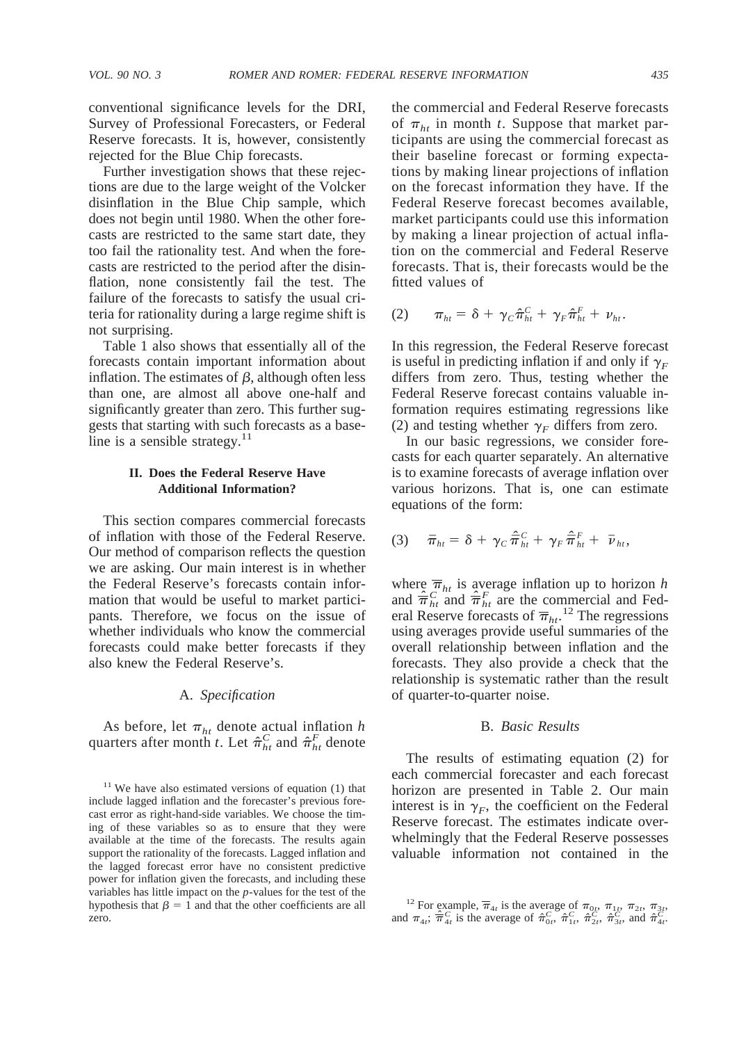conventional significance levels for the DRI, Survey of Professional Forecasters, or Federal Reserve forecasts. It is, however, consistently rejected for the Blue Chip forecasts.

Further investigation shows that these rejections are due to the large weight of the Volcker disinflation in the Blue Chip sample, which does not begin until 1980. When the other forecasts are restricted to the same start date, they too fail the rationality test. And when the forecasts are restricted to the period after the disinflation, none consistently fail the test. The failure of the forecasts to satisfy the usual criteria for rationality during a large regime shift is not surprising.

Table 1 also shows that essentially all of the forecasts contain important information about inflation. The estimates of $\beta$, although often less than one, are almost all above one-half and significantly greater than zero. This further suggests that starting with such forecasts as a baseline is a sensible strategy.[11]

## II. Does the Federal Reserve Have Additional Information?

This section compares commercial forecasts of inflation with those of the Federal Reserve. Our method of comparison reflects the question we are asking. Our main interest is in whether the Federal Reserve's forecasts contain information that would be useful to market participants. Therefore, we focus on the issue of whether individuals who know the commercial forecasts could make better forecasts if they also knew the Federal Reserve's.

### A. *Specification*

As before, let $\pi_{ht}$ denote actual inflation $h$ quarters after month $t$. Let $\hat{\pi}^C_{ht}$ and $\hat{\pi}^F_{ht}$ denote the commercial and Federal Reserve forecasts of $\pi_{ht}$ in month $t$. Suppose that market participants are using the commercial forecast as their baseline forecast or forming expectations by making linear projections of inflation on the forecast information they have. If the Federal Reserve forecast becomes available, market participants could use this information by making a linear projection of actual inflation on the commercial and Federal Reserve forecasts. That is, their forecasts would be the fitted values of

$$\pi_{ht} = \delta + \gamma_C \hat{\pi}^C_{ht} + \gamma_F \hat{\pi}^F_{ht} + \nu_{ht}. \tag{2}$$

In this regression, the Federal Reserve forecast is useful in predicting inflation if and only if $\gamma_F$ differs from zero. Thus, testing whether the Federal Reserve forecast contains valuable information requires estimating regressions like (2) and testing whether $\gamma_F$ differs from zero.

In our basic regressions, we consider forecasts for each quarter separately. An alternative is to examine forecasts of average inflation over various horizons. That is, one can estimate equations of the form:

$$\bar{\pi}_{ht} = \delta + \gamma_C \hat{\bar{\pi}}^C_{ht} + \gamma_F \hat{\bar{\pi}}^F_{ht} + \bar{\nu}_{ht}, \tag{3}$$

where $\bar{\pi}_{ht}$ is average inflation up to horizon $h$ and $\hat{\bar{\pi}}^C_{ht}$ and $\hat{\bar{\pi}}^F_{ht}$ are the commercial and Federal Reserve forecasts of $\bar{\pi}_{ht}$.[12] The regressions using averages provide useful summaries of the overall relationship between inflation and the forecasts. They also provide a check that the relationship is systematic rather than the result of quarter-to-quarter noise.

### B. *Basic Results*

The results of estimating equation (2) for each commercial forecaster and each forecast horizon are presented in Table 2. Our main interest is in $\gamma_F$, the coefficient on the Federal Reserve forecast. The estimates indicate overwhelmingly that the Federal Reserve possesses valuable information not contained in the

[11] We have also estimated versions of equation (1) that include lagged inflation and the forecaster's previous forecast error as right-hand-side variables. We choose the timing of these variables so as to ensure that they were available at the time of the forecasts. The results again support the rationality of the forecasts. Lagged inflation and the lagged forecast error have no consistent predictive power for inflation given the forecasts, and including these variables has little impact on the $p$-values for the test of the hypothesis that $\beta = 1$ and that the other coefficients are all zero.

[12] For example, $\bar{\pi}_{4t}$ is the average of $\pi_{0t}$, $\pi_{1t}$, $\pi_{2t}$, $\pi_{3t}$, and $\pi_{4t}$; $\hat{\bar{\pi}}^C_{4t}$ is the average of $\hat{\pi}^C_{0t}$, $\hat{\pi}^C_{1t}$, $\hat{\pi}^C_{2t}$, $\hat{\pi}^C_{3t}$, and $\hat{\pi}^C_{4t}$.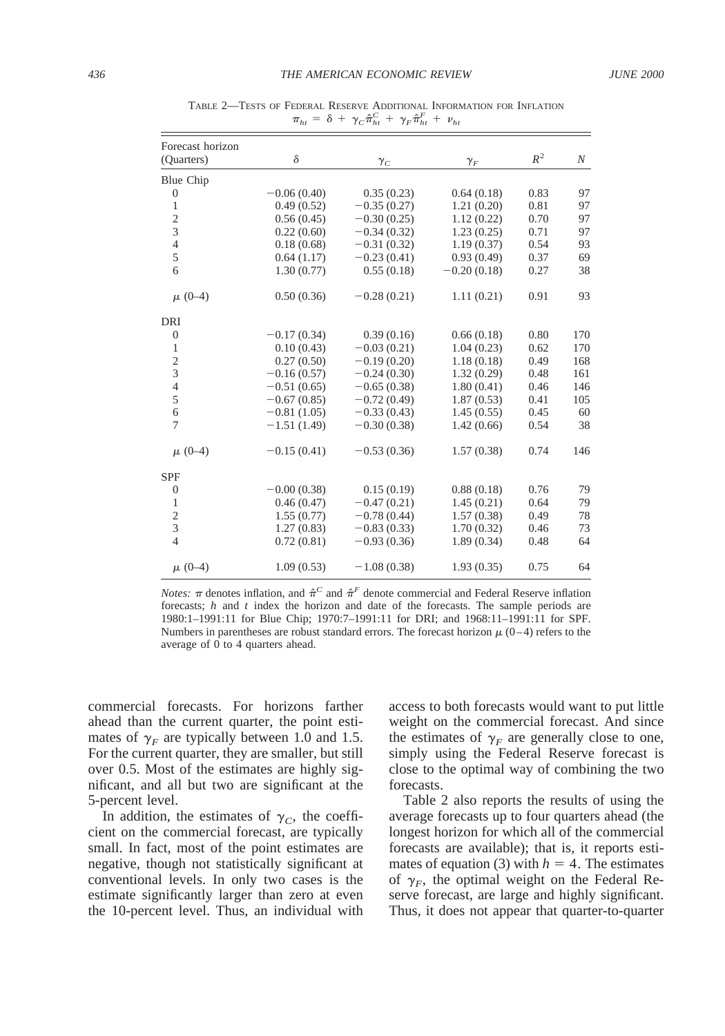TABLE 2—TESTS OF FEDERAL RESERVE ADDITIONAL INFORMATION FOR INFLATION

$$\pi_{ht} = \delta + \gamma_C \hat{\pi}^C_{ht} + \gamma_F \hat{\pi}^F_{ht} + \nu_{ht}$$

| Forecast horizon (Quarters) | $\delta$ | $\gamma_C$ | $\gamma_F$ | $R^2$ | $N$ |
|---|---|---|---|---|---|
| Blue Chip | | | | | |
| 0 | −0.06 (0.40) | 0.35 (0.23) | 0.64 (0.18) | 0.83 | 97 |
| 1 | 0.49 (0.52) | −0.35 (0.27) | 1.21 (0.20) | 0.81 | 97 |
| 2 | 0.56 (0.45) | −0.30 (0.25) | 1.12 (0.22) | 0.70 | 97 |
| 3 | 0.22 (0.60) | −0.34 (0.32) | 1.23 (0.25) | 0.71 | 97 |
| 4 | 0.18 (0.68) | −0.31 (0.32) | 1.19 (0.37) | 0.54 | 93 |
| 5 | 0.64 (1.17) | −0.23 (0.41) | 0.93 (0.49) | 0.37 | 69 |
| 6 | 1.30 (0.77) | 0.55 (0.18) | −0.20 (0.18) | 0.27 | 38 |
| $\mu$ (0–4) | 0.50 (0.36) | −0.28 (0.21) | 1.11 (0.21) | 0.91 | 93 |
| DRI | | | | | |
| 0 | −0.17 (0.34) | 0.39 (0.16) | 0.66 (0.18) | 0.80 | 170 |
| 1 | 0.10 (0.43) | −0.03 (0.21) | 1.04 (0.23) | 0.62 | 170 |
| 2 | 0.27 (0.50) | −0.19 (0.20) | 1.18 (0.18) | 0.49 | 168 |
| 3 | −0.16 (0.57) | −0.24 (0.30) | 1.32 (0.29) | 0.48 | 161 |
| 4 | −0.51 (0.65) | −0.65 (0.38) | 1.80 (0.41) | 0.46 | 146 |
| 5 | −0.67 (0.85) | −0.72 (0.49) | 1.87 (0.53) | 0.41 | 105 |
| 6 | −0.81 (1.05) | −0.33 (0.43) | 1.45 (0.55) | 0.45 | 60 |
| 7 | −1.51 (1.49) | −0.30 (0.38) | 1.42 (0.66) | 0.54 | 38 |
| $\mu$ (0–4) | −0.15 (0.41) | −0.53 (0.36) | 1.57 (0.38) | 0.74 | 146 |
| SPF | | | | | |
| 0 | −0.00 (0.38) | 0.15 (0.19) | 0.88 (0.18) | 0.76 | 79 |
| 1 | 0.46 (0.47) | −0.47 (0.21) | 1.45 (0.21) | 0.64 | 79 |
| 2 | 1.55 (0.77) | −0.78 (0.44) | 1.57 (0.38) | 0.49 | 78 |
| 3 | 1.27 (0.83) | −0.83 (0.33) | 1.70 (0.32) | 0.46 | 73 |
| 4 | 0.72 (0.81) | −0.93 (0.36) | 1.89 (0.34) | 0.48 | 64 |
| $\mu$ (0–4) | 1.09 (0.53) | −1.08 (0.38) | 1.93 (0.35) | 0.75 | 64 |

*Notes:* $\pi$ denotes inflation, and $\hat{\pi}^C$ and $\hat{\pi}^F$ denote commercial and Federal Reserve inflation forecasts; $h$ and $t$ index the horizon and date of the forecasts. The sample periods are 1980:1–1991:11 for Blue Chip; 1970:7–1991:11 for DRI; and 1968:11–1991:11 for SPF. Numbers in parentheses are robust standard errors. The forecast horizon $\mu$ (0–4) refers to the average of 0 to 4 quarters ahead.

commercial forecasts. For horizons farther ahead than the current quarter, the point estimates of $\gamma_F$ are typically between 1.0 and 1.5. For the current quarter, they are smaller, but still over 0.5. Most of the estimates are highly significant, and all but two are significant at the 5-percent level.

In addition, the estimates of $\gamma_C$, the coefficient on the commercial forecast, are typically small. In fact, most of the point estimates are negative, though not statistically significant at conventional levels. In only two cases is the estimate significantly larger than zero at even the 10-percent level. Thus, an individual with access to both forecasts would want to put little weight on the commercial forecast. And since the estimates of $\gamma_F$ are generally close to one, simply using the Federal Reserve forecast is close to the optimal way of combining the two forecasts.

Table 2 also reports the results of using the average forecasts up to four quarters ahead (the longest horizon for which all of the commercial forecasts are available); that is, it reports estimates of equation (3) with $h = 4$. The estimates of $\gamma_F$, the optimal weight on the Federal Reserve forecast, are large and highly significant. Thus, it does not appear that quarter-to-quarter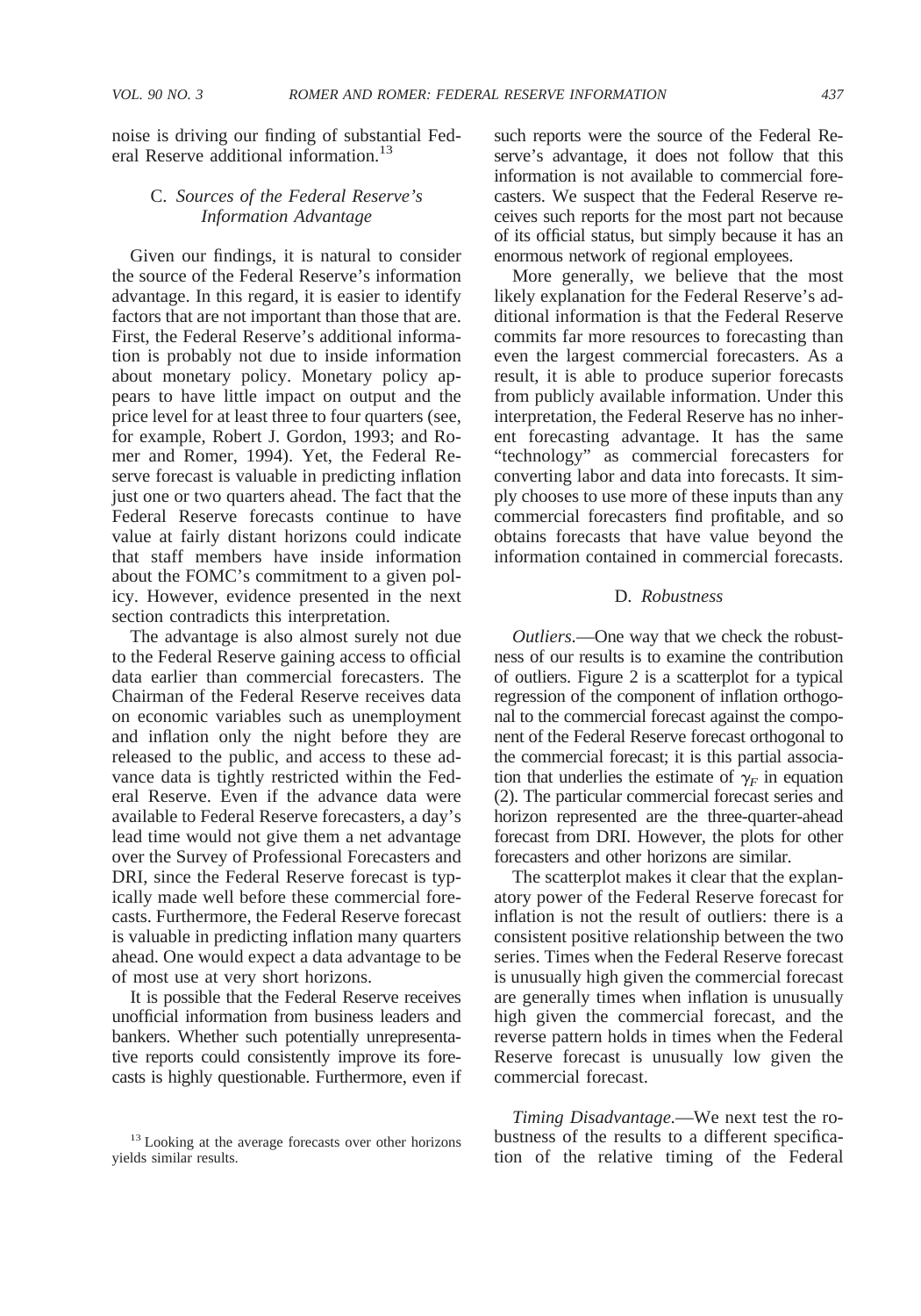noise is driving our finding of substantial Federal Reserve additional information.[13]

### C. *Sources of the Federal Reserve's Information Advantage*

Given our findings, it is natural to consider the source of the Federal Reserve's information advantage. In this regard, it is easier to identify factors that are not important than those that are. First, the Federal Reserve's additional information is probably not due to inside information about monetary policy. Monetary policy appears to have little impact on output and the price level for at least three to four quarters (see, for example, Robert J. Gordon, 1993; and Romer and Romer, 1994). Yet, the Federal Reserve forecast is valuable in predicting inflation just one or two quarters ahead. The fact that the Federal Reserve forecasts continue to have value at fairly distant horizons could indicate that staff members have inside information about the FOMC's commitment to a given policy. However, evidence presented in the next section contradicts this interpretation.

The advantage is also almost surely not due to the Federal Reserve gaining access to official data earlier than commercial forecasters. The Chairman of the Federal Reserve receives data on economic variables such as unemployment and inflation only the night before they are released to the public, and access to these advance data is tightly restricted within the Federal Reserve. Even if the advance data were available to Federal Reserve forecasters, a day's lead time would not give them a net advantage over the Survey of Professional Forecasters and DRI, since the Federal Reserve forecast is typically made well before these commercial forecasts. Furthermore, the Federal Reserve forecast is valuable in predicting inflation many quarters ahead. One would expect a data advantage to be of most use at very short horizons.

It is possible that the Federal Reserve receives unofficial information from business leaders and bankers. Whether such potentially unrepresentative reports could consistently improve its forecasts is highly questionable. Furthermore, even if such reports were the source of the Federal Reserve's advantage, it does not follow that this information is not available to commercial forecasters. We suspect that the Federal Reserve receives such reports for the most part not because of its official status, but simply because it has an enormous network of regional employees.

More generally, we believe that the most likely explanation for the Federal Reserve's additional information is that the Federal Reserve commits far more resources to forecasting than even the largest commercial forecasters. As a result, it is able to produce superior forecasts from publicly available information. Under this interpretation, the Federal Reserve has no inherent forecasting advantage. It has the same "technology" as commercial forecasters for converting labor and data into forecasts. It simply chooses to use more of these inputs than any commercial forecasters find profitable, and so obtains forecasts that have value beyond the information contained in commercial forecasts.

### D. *Robustness*

*Outliers*.—One way that we check the robustness of our results is to examine the contribution of outliers. Figure 2 is a scatterplot for a typical regression of the component of inflation orthogonal to the commercial forecast against the component of the Federal Reserve forecast orthogonal to the commercial forecast; it is this partial association that underlies the estimate of $\gamma_F$ in equation (2). The particular commercial forecast series and horizon represented are the three-quarter-ahead forecast from DRI. However, the plots for other forecasters and other horizons are similar.

The scatterplot makes it clear that the explanatory power of the Federal Reserve forecast for inflation is not the result of outliers: there is a consistent positive relationship between the two series. Times when the Federal Reserve forecast is unusually high given the commercial forecast are generally times when inflation is unusually high given the commercial forecast, and the reverse pattern holds in times when the Federal Reserve forecast is unusually low given the commercial forecast.

*Timing Disadvantage*.—We next test the robustness of the results to a different specification of the relative timing of the Federal

[13] Looking at the average forecasts over other horizons yields similar results.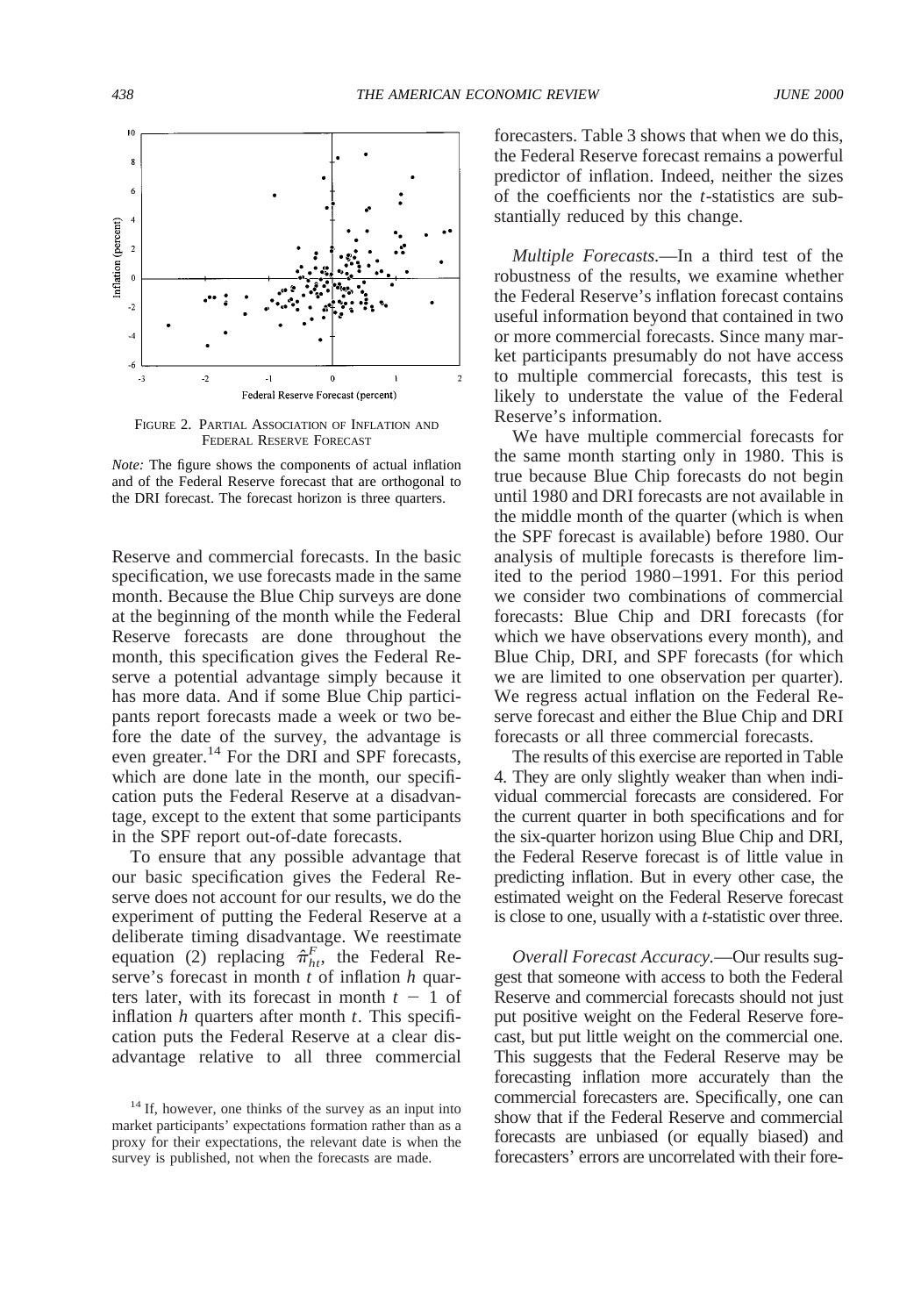FIGURE 2. PARTIAL ASSOCIATION OF INFLATION AND FEDERAL RESERVE FORECAST

*Note:* The figure shows the components of actual inflation and of the Federal Reserve forecast that are orthogonal to the DRI forecast. The forecast horizon is three quarters.

Reserve and commercial forecasts. In the basic specification, we use forecasts made in the same month. Because the Blue Chip surveys are done at the beginning of the month while the Federal Reserve forecasts are done throughout the month, this specification gives the Federal Reserve a potential advantage simply because it has more data. And if some Blue Chip participants report forecasts made a week or two before the date of the survey, the advantage is even greater.[14] For the DRI and SPF forecasts, which are done late in the month, our specification puts the Federal Reserve at a disadvantage, except to the extent that some participants in the SPF report out-of-date forecasts.

To ensure that any possible advantage that our basic specification gives the Federal Reserve does not account for our results, we do the experiment of putting the Federal Reserve at a deliberate timing disadvantage. We reestimate equation (2) replacing $\hat{\pi}^F_{ht}$, the Federal Reserve's forecast in month $t$ of inflation $h$ quarters later, with its forecast in month $t - 1$ of inflation $h$ quarters after month $t$. This specification puts the Federal Reserve at a clear disadvantage relative to all three commercial forecasters. Table 3 shows that when we do this, the Federal Reserve forecast remains a powerful predictor of inflation. Indeed, neither the sizes of the coefficients nor the $t$-statistics are substantially reduced by this change.

*Multiple Forecasts.*—In a third test of the robustness of the results, we examine whether the Federal Reserve's inflation forecast contains useful information beyond that contained in two or more commercial forecasts. Since many market participants presumably do not have access to multiple commercial forecasts, this test is likely to understate the value of the Federal Reserve's information.

We have multiple commercial forecasts for the same month starting only in 1980. This is true because Blue Chip forecasts do not begin until 1980 and DRI forecasts are not available in the middle month of the quarter (which is when the SPF forecast is available) before 1980. Our analysis of multiple forecasts is therefore limited to the period 1980–1991. For this period we consider two combinations of commercial forecasts: Blue Chip and DRI forecasts (for which we have observations every month), and Blue Chip, DRI, and SPF forecasts (for which we are limited to one observation per quarter). We regress actual inflation on the Federal Reserve forecast and either the Blue Chip and DRI forecasts or all three commercial forecasts.

The results of this exercise are reported in Table 4. They are only slightly weaker than when individual commercial forecasts are considered. For the current quarter in both specifications and for the six-quarter horizon using Blue Chip and DRI, the Federal Reserve forecast is of little value in predicting inflation. But in every other case, the estimated weight on the Federal Reserve forecast is close to one, usually with a $t$-statistic over three.

*Overall Forecast Accuracy.*—Our results suggest that someone with access to both the Federal Reserve and commercial forecasts should not just put positive weight on the Federal Reserve forecast, but put little weight on the commercial one. This suggests that the Federal Reserve may be forecasting inflation more accurately than the commercial forecasters are. Specifically, one can show that if the Federal Reserve and commercial forecasts are unbiased (or equally biased) and forecasters' errors are uncorrelated with their fore-

[14] If, however, one thinks of the survey as an input into market participants' expectations formation rather than as a proxy for their expectations, the relevant date is when the survey is published, not when the forecasts are made.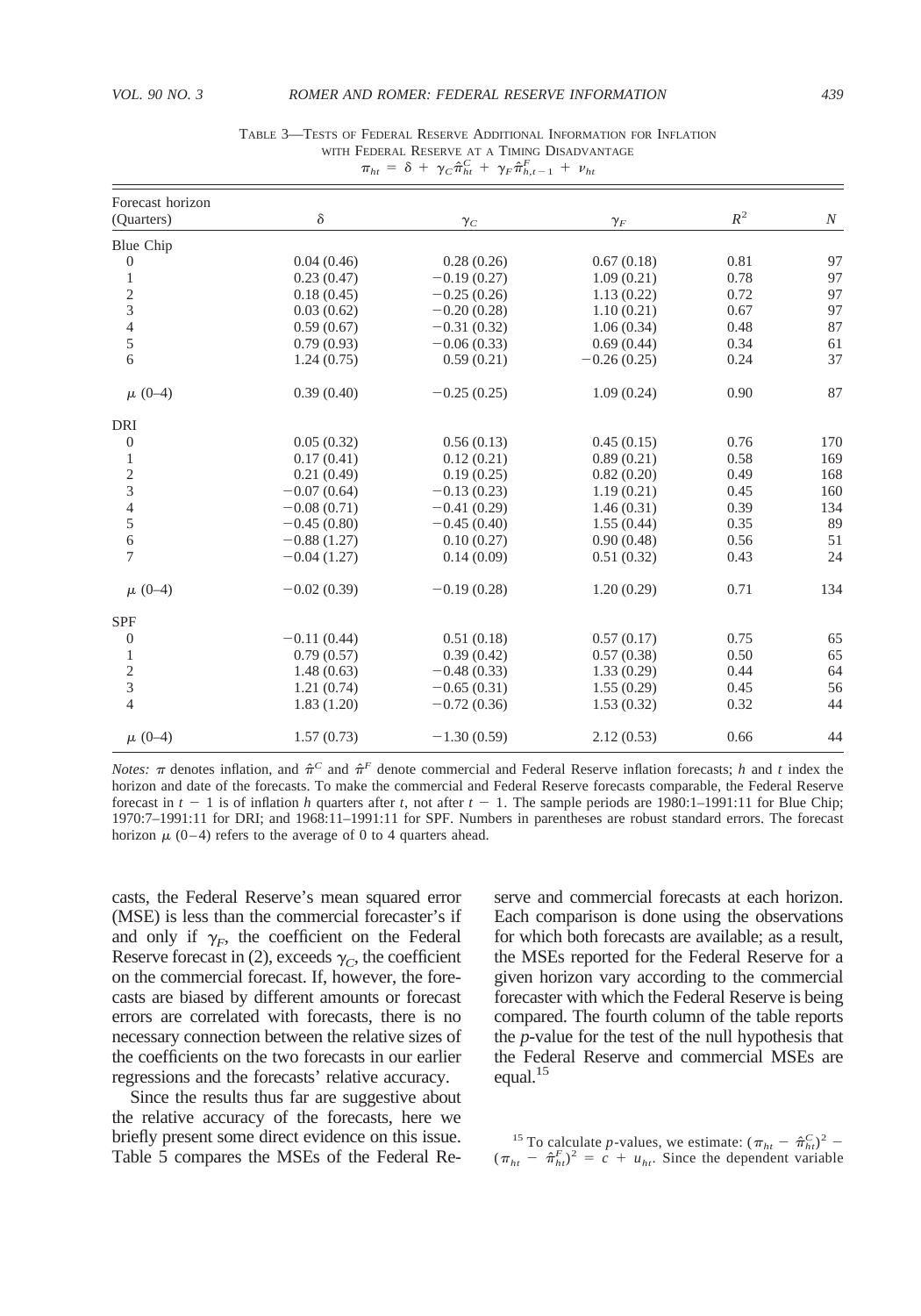TABLE 3—TESTS OF FEDERAL RESERVE ADDITIONAL INFORMATION FOR INFLATION WITH FEDERAL RESERVE AT A TIMING DISADVANTAGE

$$\pi_{ht} = \delta + \gamma_C \hat{\pi}^C_{ht} + \gamma_F \hat{\pi}^F_{h,t-1} + \nu_{ht}$$

| Forecast horizon (Quarters) | $\delta$ | $\gamma_C$ | $\gamma_F$ | $R^2$ | $N$ |
|---|---|---|---|---|---|
| Blue Chip | | | | | |
| 0 | 0.04 (0.46) | 0.28 (0.26) | 0.67 (0.18) | 0.81 | 97 |
| 1 | 0.23 (0.47) | −0.19 (0.27) | 1.09 (0.21) | 0.78 | 97 |
| 2 | 0.18 (0.45) | −0.25 (0.26) | 1.13 (0.22) | 0.72 | 97 |
| 3 | 0.03 (0.62) | −0.20 (0.28) | 1.10 (0.21) | 0.67 | 97 |
| 4 | 0.59 (0.67) | −0.31 (0.32) | 1.06 (0.34) | 0.48 | 87 |
| 5 | 0.79 (0.93) | −0.06 (0.33) | 0.69 (0.44) | 0.34 | 61 |
| 6 | 1.24 (0.75) | 0.59 (0.21) | −0.26 (0.25) | 0.24 | 37 |
| $\mu$ (0–4) | 0.39 (0.40) | −0.25 (0.25) | 1.09 (0.24) | 0.90 | 87 |
| DRI | | | | | |
| 0 | 0.05 (0.32) | 0.56 (0.13) | 0.45 (0.15) | 0.76 | 170 |
| 1 | 0.17 (0.41) | 0.12 (0.21) | 0.89 (0.21) | 0.58 | 169 |
| 2 | 0.21 (0.49) | 0.19 (0.25) | 0.82 (0.20) | 0.49 | 168 |
| 3 | −0.07 (0.64) | −0.13 (0.23) | 1.19 (0.21) | 0.45 | 160 |
| 4 | −0.08 (0.71) | −0.41 (0.29) | 1.46 (0.31) | 0.39 | 134 |
| 5 | −0.45 (0.80) | −0.45 (0.40) | 1.55 (0.44) | 0.35 | 89 |
| 6 | −0.88 (1.27) | 0.10 (0.27) | 0.90 (0.48) | 0.56 | 51 |
| 7 | −0.04 (1.27) | 0.14 (0.09) | 0.51 (0.32) | 0.43 | 24 |
| $\mu$ (0–4) | −0.02 (0.39) | −0.19 (0.28) | 1.20 (0.29) | 0.71 | 134 |
| SPF | | | | | |
| 0 | −0.11 (0.44) | 0.51 (0.18) | 0.57 (0.17) | 0.75 | 65 |
| 1 | 0.79 (0.57) | 0.39 (0.42) | 0.57 (0.38) | 0.50 | 65 |
| 2 | 1.48 (0.63) | −0.48 (0.33) | 1.33 (0.29) | 0.44 | 64 |
| 3 | 1.21 (0.74) | −0.65 (0.31) | 1.55 (0.29) | 0.45 | 56 |
| 4 | 1.83 (1.20) | −0.72 (0.36) | 1.53 (0.32) | 0.32 | 44 |
| $\mu$ (0–4) | 1.57 (0.73) | −1.30 (0.59) | 2.12 (0.53) | 0.66 | 44 |

*Notes:* $\pi$ denotes inflation, and $\hat{\pi}^C$ and $\hat{\pi}^F$ denote commercial and Federal Reserve inflation forecasts; $h$ and $t$ index the horizon and date of the forecasts. To make the commercial and Federal Reserve forecasts comparable, the Federal Reserve forecast in $t-1$ is of inflation $h$ quarters after $t$, not after $t-1$. The sample periods are 1980:1–1991:11 for Blue Chip; 1970:7–1991:11 for DRI; and 1968:11–1991:11 for SPF. Numbers in parentheses are robust standard errors. The forecast horizon $\mu$ (0–4) refers to the average of 0 to 4 quarters ahead.

casts, the Federal Reserve's mean squared error (MSE) is less than the commercial forecaster's if and only if $\gamma_F$, the coefficient on the Federal Reserve forecast in (2), exceeds $\gamma_C$, the coefficient on the commercial forecast. If, however, the forecasts are biased by different amounts or forecast errors are correlated with forecasts, there is no necessary connection between the relative sizes of the coefficients on the two forecasts in our earlier regressions and the forecasts' relative accuracy.

Since the results thus far are suggestive about the relative accuracy of the forecasts, here we briefly present some direct evidence on this issue. Table 5 compares the MSEs of the Federal Reserve and commercial forecasts at each horizon. Each comparison is done using the observations for which both forecasts are available; as a result, the MSEs reported for the Federal Reserve for a given horizon vary according to the commercial forecaster with which the Federal Reserve is being compared. The fourth column of the table reports the $p$-value for the test of the null hypothesis that the Federal Reserve and commercial MSEs are equal.[15]

[15] To calculate $p$-values, we estimate: $(\pi_{ht} - \hat{\pi}^C_{ht})^2 - (\pi_{ht} - \hat{\pi}^F_{ht})^2 = c + u_{ht}$. Since the dependent variable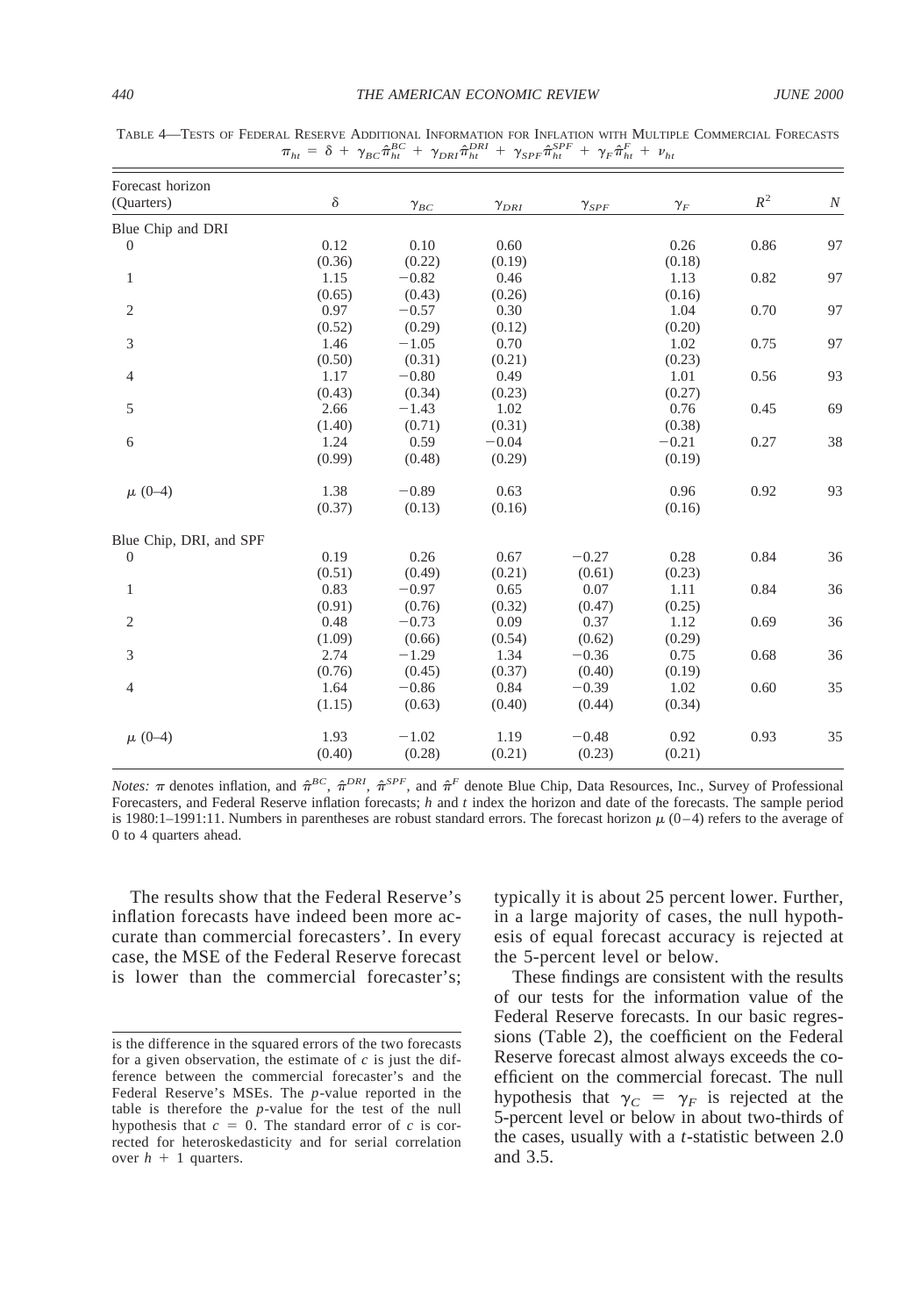TABLE 4—TESTS OF FEDERAL RESERVE ADDITIONAL INFORMATION FOR INFLATION WITH MULTIPLE COMMERCIAL FORECASTS

$$\pi_{ht} = \delta + \gamma_{BC}\hat{\pi}_{ht}^{BC} + \gamma_{DRI}\hat{\pi}_{ht}^{DRI} + \gamma_{SPF}\hat{\pi}_{ht}^{SPF} + \gamma_F\hat{\pi}_{ht}^{F} + \nu_{ht}$$

| Forecast horizon (Quarters) | $\delta$ | $\gamma_{BC}$ | $\gamma_{DRI}$ | $\gamma_{SPF}$ | $\gamma_F$ | $R^2$ | $N$ |
|---|---|---|---|---|---|---|---|
| Blue Chip and DRI | | | | | | | |
| 0 | 0.12 | 0.10 | 0.60 | | 0.26 | 0.86 | 97 |
| | (0.36) | (0.22) | (0.19) | | (0.18) | | |
| 1 | 1.15 | −0.82 | 0.46 | | 1.13 | 0.82 | 97 |
| | (0.65) | (0.43) | (0.26) | | (0.16) | | |
| 2 | 0.97 | −0.57 | 0.30 | | 1.04 | 0.70 | 97 |
| | (0.52) | (0.29) | (0.12) | | (0.20) | | |
| 3 | 1.46 | −1.05 | 0.70 | | 1.02 | 0.75 | 97 |
| | (0.50) | (0.31) | (0.21) | | (0.23) | | |
| 4 | 1.17 | −0.80 | 0.49 | | 1.01 | 0.56 | 93 |
| | (0.43) | (0.34) | (0.23) | | (0.27) | | |
| 5 | 2.66 | −1.43 | 1.02 | | 0.76 | 0.45 | 69 |
| | (1.40) | (0.71) | (0.31) | | (0.38) | | |
| 6 | 1.24 | 0.59 | −0.04 | | −0.21 | 0.27 | 38 |
| | (0.99) | (0.48) | (0.29) | | (0.19) | | |
| $\mu$ (0–4) | 1.38 | −0.89 | 0.63 | | 0.96 | 0.92 | 93 |
| | (0.37) | (0.13) | (0.16) | | (0.16) | | |
| Blue Chip, DRI, and SPF | | | | | | | |
| 0 | 0.19 | 0.26 | 0.67 | −0.27 | 0.28 | 0.84 | 36 |
| | (0.51) | (0.49) | (0.21) | (0.61) | (0.23) | | |
| 1 | 0.83 | −0.97 | 0.65 | 0.07 | 1.11 | 0.84 | 36 |
| | (0.91) | (0.76) | (0.32) | (0.47) | (0.25) | | |
| 2 | 0.48 | −0.73 | 0.09 | 0.37 | 1.12 | 0.69 | 36 |
| | (1.09) | (0.66) | (0.54) | (0.62) | (0.29) | | |
| 3 | 2.74 | −1.29 | 1.34 | −0.36 | 0.75 | 0.68 | 36 |
| | (0.76) | (0.45) | (0.37) | (0.40) | (0.19) | | |
| 4 | 1.64 | −0.86 | 0.84 | −0.39 | 1.02 | 0.60 | 35 |
| | (1.15) | (0.63) | (0.40) | (0.44) | (0.34) | | |
| $\mu$ (0–4) | 1.93 | −1.02 | 1.19 | −0.48 | 0.92 | 0.93 | 35 |
| | (0.40) | (0.28) | (0.21) | (0.23) | (0.21) | | |

*Notes:* $\pi$ denotes inflation, and $\hat{\pi}^{BC}$, $\hat{\pi}^{DRI}$, $\hat{\pi}^{SPF}$, and $\hat{\pi}^{F}$ denote Blue Chip, Data Resources, Inc., Survey of Professional Forecasters, and Federal Reserve inflation forecasts; $h$ and $t$ index the horizon and date of the forecasts. The sample period is 1980:1–1991:11. Numbers in parentheses are robust standard errors. The forecast horizon $\mu$ (0–4) refers to the average of 0 to 4 quarters ahead.

The results show that the Federal Reserve's inflation forecasts have indeed been more accurate than commercial forecasters'. In every case, the MSE of the Federal Reserve forecast is lower than the commercial forecaster's; typically it is about 25 percent lower. Further, in a large majority of cases, the null hypothesis of equal forecast accuracy is rejected at the 5-percent level or below.

These findings are consistent with the results of our tests for the information value of the Federal Reserve forecasts. In our basic regressions (Table 2), the coefficient on the Federal Reserve forecast almost always exceeds the coefficient on the commercial forecast. The null hypothesis that $\gamma_C = \gamma_F$ is rejected at the 5-percent level or below in about two-thirds of the cases, usually with a $t$-statistic between 2.0 and 3.5.

is the difference in the squared errors of the two forecasts for a given observation, the estimate of $c$ is just the difference between the commercial forecaster's and the Federal Reserve's MSEs. The $p$-value reported in the table is therefore the $p$-value for the test of the null hypothesis that $c = 0$. The standard error of $c$ is corrected for heteroskedasticity and for serial correlation over $h + 1$ quarters.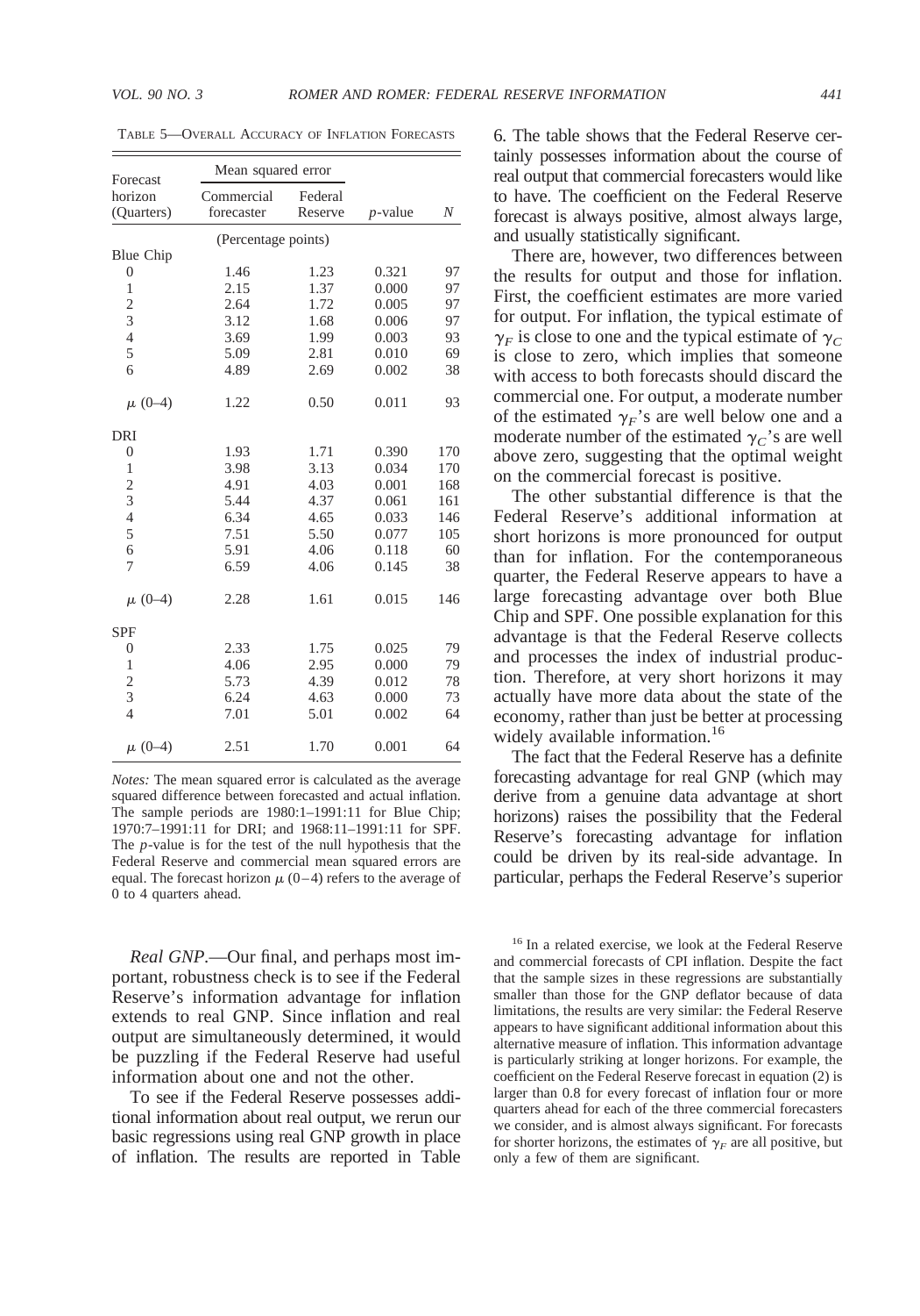TABLE 5—OVERALL ACCURACY OF INFLATION FORECASTS

| Forecast horizon (Quarters) | Mean squared error | | | |
|---|---|---|---|---|
| | Commercial forecaster | Federal Reserve | $p$-value | $N$ |
| | (Percentage points) | | | |
| Blue Chip | | | | |
| 0 | 1.46 | 1.23 | 0.321 | 97 |
| 1 | 2.15 | 1.37 | 0.000 | 97 |
| 2 | 2.64 | 1.72 | 0.005 | 97 |
| 3 | 3.12 | 1.68 | 0.006 | 97 |
| 4 | 3.69 | 1.99 | 0.003 | 93 |
| 5 | 5.09 | 2.81 | 0.010 | 69 |
| 6 | 4.89 | 2.69 | 0.002 | 38 |
| $\mu$ (0–4) | 1.22 | 0.50 | 0.011 | 93 |
| DRI | | | | |
| 0 | 1.93 | 1.71 | 0.390 | 170 |
| 1 | 3.98 | 3.13 | 0.034 | 170 |
| 2 | 4.91 | 4.03 | 0.001 | 168 |
| 3 | 5.44 | 4.37 | 0.061 | 161 |
| 4 | 6.34 | 4.65 | 0.033 | 146 |
| 5 | 7.51 | 5.50 | 0.077 | 105 |
| 6 | 5.91 | 4.06 | 0.118 | 60 |
| 7 | 6.59 | 4.06 | 0.145 | 38 |
| $\mu$ (0–4) | 2.28 | 1.61 | 0.015 | 146 |
| SPF | | | | |
| 0 | 2.33 | 1.75 | 0.025 | 79 |
| 1 | 4.06 | 2.95 | 0.000 | 79 |
| 2 | 5.73 | 4.39 | 0.012 | 78 |
| 3 | 6.24 | 4.63 | 0.000 | 73 |
| 4 | 7.01 | 5.01 | 0.002 | 64 |
| $\mu$ (0–4) | 2.51 | 1.70 | 0.001 | 64 |

*Notes:* The mean squared error is calculated as the average squared difference between forecasted and actual inflation. The sample periods are 1980:1–1991:11 for Blue Chip; 1970:7–1991:11 for DRI; and 1968:11–1991:11 for SPF. The $p$-value is for the test of the null hypothesis that the Federal Reserve and commercial mean squared errors are equal. The forecast horizon $\mu$ (0–4) refers to the average of 0 to 4 quarters ahead.

*Real GNP*.—Our final, and perhaps most important, robustness check is to see if the Federal Reserve's information advantage for inflation extends to real GNP. Since inflation and real output are simultaneously determined, it would be puzzling if the Federal Reserve had useful information about one and not the other.

To see if the Federal Reserve possesses additional information about real output, we rerun our basic regressions using real GNP growth in place of inflation. The results are reported in Table 6. The table shows that the Federal Reserve certainly possesses information about the course of real output that commercial forecasters would like to have. The coefficient on the Federal Reserve forecast is always positive, almost always large, and usually statistically significant.

There are, however, two differences between the results for output and those for inflation. First, the coefficient estimates are more varied for output. For inflation, the typical estimate of $\gamma_F$ is close to one and the typical estimate of $\gamma_C$ is close to zero, which implies that someone with access to both forecasts should discard the commercial one. For output, a moderate number of the estimated $\gamma_F$'s are well below one and a moderate number of the estimated $\gamma_C$'s are well above zero, suggesting that the optimal weight on the commercial forecast is positive.

The other substantial difference is that the Federal Reserve's additional information at short horizons is more pronounced for output than for inflation. For the contemporaneous quarter, the Federal Reserve appears to have a large forecasting advantage over both Blue Chip and SPF. One possible explanation for this advantage is that the Federal Reserve collects and processes the index of industrial production. Therefore, at very short horizons it may actually have more data about the state of the economy, rather than just be better at processing widely available information.[16]

The fact that the Federal Reserve has a definite forecasting advantage for real GNP (which may derive from a genuine data advantage at short horizons) raises the possibility that the Federal Reserve's forecasting advantage for inflation could be driven by its real-side advantage. In particular, perhaps the Federal Reserve's superior

[16] In a related exercise, we look at the Federal Reserve and commercial forecasts of CPI inflation. Despite the fact that the sample sizes in these regressions are substantially smaller than those for the GNP deflator because of data limitations, the results are very similar: the Federal Reserve appears to have significant additional information about this alternative measure of inflation. This information advantage is particularly striking at longer horizons. For example, the coefficient on the Federal Reserve forecast in equation (2) is larger than 0.8 for every forecast of inflation four or more quarters ahead for each of the three commercial forecasters we consider, and is almost always significant. For forecasts for shorter horizons, the estimates of $\gamma_F$ are all positive, but only a few of them are significant.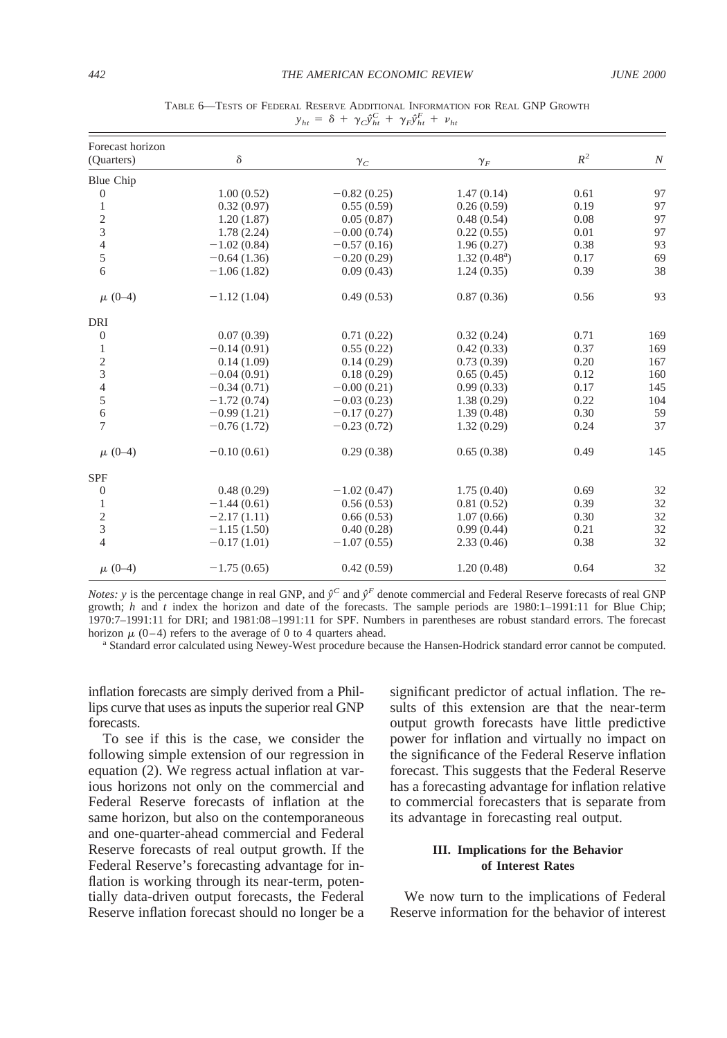TABLE 6—TESTS OF FEDERAL RESERVE ADDITIONAL INFORMATION FOR REAL GNP GROWTH

$$y_{ht} = \delta + \gamma_C \hat{y}^C_{ht} + \gamma_F \hat{y}^F_{ht} + \nu_{ht}$$

| Forecast horizon (Quarters) | $\delta$ | $\gamma_C$ | $\gamma_F$ | $R^2$ | $N$ |
|---|---|---|---|---|---|
| Blue Chip | | | | | |
| 0 | 1.00 (0.52) | −0.82 (0.25) | 1.47 (0.14) | 0.61 | 97 |
| 1 | 0.32 (0.97) | 0.55 (0.59) | 0.26 (0.59) | 0.19 | 97 |
| 2 | 1.20 (1.87) | 0.05 (0.87) | 0.48 (0.54) | 0.08 | 97 |
| 3 | 1.78 (2.24) | −0.00 (0.74) | 0.22 (0.55) | 0.01 | 97 |
| 4 | −1.02 (0.84) | −0.57 (0.16) | 1.96 (0.27) | 0.38 | 93 |
| 5 | −0.64 (1.36) | −0.20 (0.29) | 1.32 (0.48[a]) | 0.17 | 69 |
| 6 | −1.06 (1.82) | 0.09 (0.43) | 1.24 (0.35) | 0.39 | 38 |
| $\mu$ (0–4) | −1.12 (1.04) | 0.49 (0.53) | 0.87 (0.36) | 0.56 | 93 |
| DRI | | | | | |
| 0 | 0.07 (0.39) | 0.71 (0.22) | 0.32 (0.24) | 0.71 | 169 |
| 1 | −0.14 (0.91) | 0.55 (0.22) | 0.42 (0.33) | 0.37 | 169 |
| 2 | 0.14 (1.09) | 0.14 (0.29) | 0.73 (0.39) | 0.20 | 167 |
| 3 | −0.04 (0.91) | 0.18 (0.29) | 0.65 (0.45) | 0.12 | 160 |
| 4 | −0.34 (0.71) | −0.00 (0.21) | 0.99 (0.33) | 0.17 | 145 |
| 5 | −1.72 (0.74) | −0.03 (0.23) | 1.38 (0.29) | 0.22 | 104 |
| 6 | −0.99 (1.21) | −0.17 (0.27) | 1.39 (0.48) | 0.30 | 59 |
| 7 | −0.76 (1.72) | −0.23 (0.72) | 1.32 (0.29) | 0.24 | 37 |
| $\mu$ (0–4) | −0.10 (0.61) | 0.29 (0.38) | 0.65 (0.38) | 0.49 | 145 |
| SPF | | | | | |
| 0 | 0.48 (0.29) | −1.02 (0.47) | 1.75 (0.40) | 0.69 | 32 |
| 1 | −1.44 (0.61) | 0.56 (0.53) | 0.81 (0.52) | 0.39 | 32 |
| 2 | −2.17 (1.11) | 0.66 (0.53) | 1.07 (0.66) | 0.30 | 32 |
| 3 | −1.15 (1.50) | 0.40 (0.28) | 0.99 (0.44) | 0.21 | 32 |
| 4 | −0.17 (1.01) | −1.07 (0.55) | 2.33 (0.46) | 0.38 | 32 |
| $\mu$ (0–4) | −1.75 (0.65) | 0.42 (0.59) | 1.20 (0.48) | 0.64 | 32 |

*Notes:* $y$ is the percentage change in real GNP, and $\hat{y}^C$ and $\hat{y}^F$ denote commercial and Federal Reserve forecasts of real GNP growth; $h$ and $t$ index the horizon and date of the forecasts. The sample periods are 1980:1–1991:11 for Blue Chip; 1970:7–1991:11 for DRI; and 1981:08–1991:11 for SPF. Numbers in parentheses are robust standard errors. The forecast horizon $\mu$ (0–4) refers to the average of 0 to 4 quarters ahead.

[a] Standard error calculated using Newey-West procedure because the Hansen-Hodrick standard error cannot be computed.

inflation forecasts are simply derived from a Phillips curve that uses as inputs the superior real GNP forecasts.

To see if this is the case, we consider the following simple extension of our regression in equation (2). We regress actual inflation at various horizons not only on the commercial and Federal Reserve forecasts of inflation at the same horizon, but also on the contemporaneous and one-quarter-ahead commercial and Federal Reserve forecasts of real output growth. If the Federal Reserve's forecasting advantage for inflation is working through its near-term, potentially data-driven output forecasts, the Federal Reserve inflation forecast should no longer be a significant predictor of actual inflation. The results of this extension are that the near-term output growth forecasts have little predictive power for inflation and virtually no impact on the significance of the Federal Reserve inflation forecast. This suggests that the Federal Reserve has a forecasting advantage for inflation relative to commercial forecasters that is separate from its advantage in forecasting real output.

## III. Implications for the Behavior of Interest Rates

We now turn to the implications of Federal Reserve information for the behavior of interest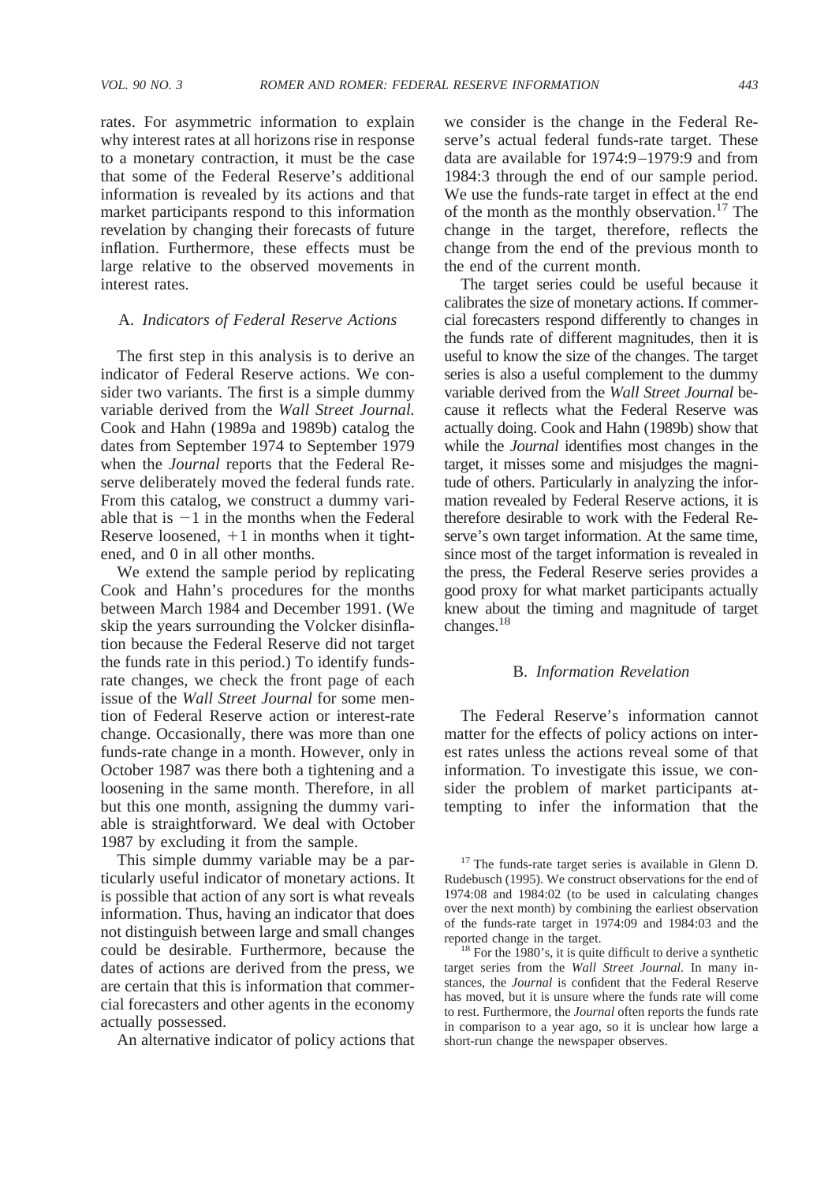rates. For asymmetric information to explain why interest rates at all horizons rise in response to a monetary contraction, it must be the case that some of the Federal Reserve's additional information is revealed by its actions and that market participants respond to this information revelation by changing their forecasts of future inflation. Furthermore, these effects must be large relative to the observed movements in interest rates.

### A. *Indicators of Federal Reserve Actions*

The first step in this analysis is to derive an indicator of Federal Reserve actions. We consider two variants. The first is a simple dummy variable derived from the *Wall Street Journal.* Cook and Hahn (1989a and 1989b) catalog the dates from September 1974 to September 1979 when the *Journal* reports that the Federal Reserve deliberately moved the federal funds rate. From this catalog, we construct a dummy variable that is $-1$ in the months when the Federal Reserve loosened, $+1$ in months when it tightened, and 0 in all other months.

We extend the sample period by replicating Cook and Hahn's procedures for the months between March 1984 and December 1991. (We skip the years surrounding the Volcker disinflation because the Federal Reserve did not target the funds rate in this period.) To identify funds-rate changes, we check the front page of each issue of the *Wall Street Journal* for some mention of Federal Reserve action or interest-rate change. Occasionally, there was more than one funds-rate change in a month. However, only in October 1987 was there both a tightening and a loosening in the same month. Therefore, in all but this one month, assigning the dummy variable is straightforward. We deal with October 1987 by excluding it from the sample.

This simple dummy variable may be a particularly useful indicator of monetary actions. It is possible that action of any sort is what reveals information. Thus, having an indicator that does not distinguish between large and small changes could be desirable. Furthermore, because the dates of actions are derived from the press, we are certain that this is information that commercial forecasters and other agents in the economy actually possessed.

An alternative indicator of policy actions that we consider is the change in the Federal Reserve's actual federal funds-rate target. These data are available for 1974:9–1979:9 and from 1984:3 through the end of our sample period. We use the funds-rate target in effect at the end of the month as the monthly observation.[17] The change in the target, therefore, reflects the change from the end of the previous month to the end of the current month.

The target series could be useful because it calibrates the size of monetary actions. If commercial forecasters respond differently to changes in the funds rate of different magnitudes, then it is useful to know the size of the changes. The target series is also a useful complement to the dummy variable derived from the *Wall Street Journal* because it reflects what the Federal Reserve was actually doing. Cook and Hahn (1989b) show that while the *Journal* identifies most changes in the target, it misses some and misjudges the magnitude of others. Particularly in analyzing the information revealed by Federal Reserve actions, it is therefore desirable to work with the Federal Reserve's own target information. At the same time, since most of the target information is revealed in the press, the Federal Reserve series provides a good proxy for what market participants actually knew about the timing and magnitude of target changes.[18]

### B. *Information Revelation*

The Federal Reserve's information cannot matter for the effects of policy actions on interest rates unless the actions reveal some of that information. To investigate this issue, we consider the problem of market participants attempting to infer the information that the

[17] The funds-rate target series is available in Glenn D. Rudebusch (1995). We construct observations for the end of 1974:08 and 1984:02 (to be used in calculating changes over the next month) by combining the earliest observation of the funds-rate target in 1974:09 and 1984:03 and the reported change in the target.

[18] For the 1980's, it is quite difficult to derive a synthetic target series from the *Wall Street Journal*. In many instances, the *Journal* is confident that the Federal Reserve has moved, but it is unsure where the funds rate will come to rest. Furthermore, the *Journal* often reports the funds rate in comparison to a year ago, so it is unclear how large a short-run change the newspaper observes.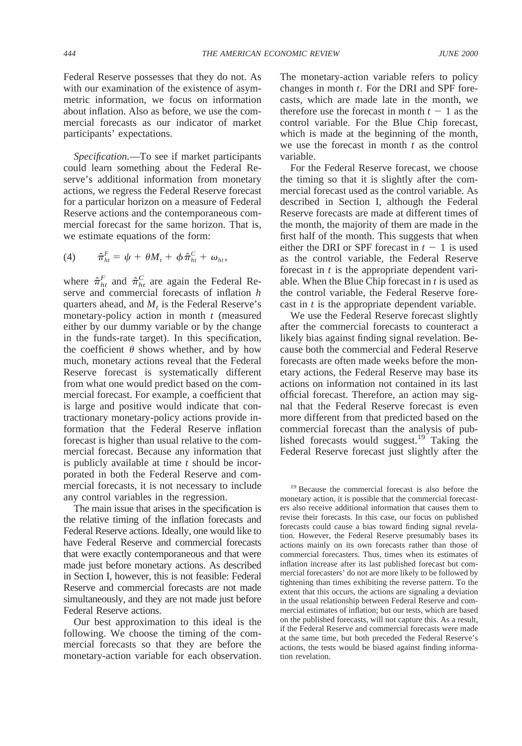Federal Reserve possesses that they do not. As with our examination of the existence of asymmetric information, we focus on information about inflation. Also as before, we use the commercial forecasts as our indicator of market participants' expectations.

*Specification.*—To see if market participants could learn something about the Federal Reserve's additional information from monetary actions, we regress the Federal Reserve forecast for a particular horizon on a measure of Federal Reserve actions and the contemporaneous commercial forecast for the same horizon. That is, we estimate equations of the form:

$$\hat{\pi}_{ht}^{F} = \psi + \theta M_t + \phi \hat{\pi}_{ht}^{C} + \omega_{ht}, \tag{4}$$

where $\hat{\pi}_{ht}^{F}$ and $\hat{\pi}_{ht}^{C}$ are again the Federal Reserve and commercial forecasts of inflation $h$ quarters ahead, and $M_t$ is the Federal Reserve's monetary-policy action in month $t$ (measured either by our dummy variable or by the change in the funds-rate target). In this specification, the coefficient $\theta$ shows whether, and by how much, monetary actions reveal that the Federal Reserve forecast is systematically different from what one would predict based on the commercial forecast. For example, a coefficient that is large and positive would indicate that contractionary monetary-policy actions provide information that the Federal Reserve inflation forecast is higher than usual relative to the commercial forecast. Because any information that is publicly available at time $t$ should be incorporated in both the Federal Reserve and commercial forecasts, it is not necessary to include any control variables in the regression.

The main issue that arises in the specification is the relative timing of the inflation forecasts and Federal Reserve actions. Ideally, one would like to have Federal Reserve and commercial forecasts that were exactly contemporaneous and that were made just before monetary actions. As described in Section I, however, this is not feasible: Federal Reserve and commercial forecasts are not made simultaneously, and they are not made just before Federal Reserve actions.

Our best approximation to this ideal is the following. We choose the timing of the commercial forecasts so that they are before the monetary-action variable for each observation. The monetary-action variable refers to policy changes in month $t$. For the DRI and SPF forecasts, which are made late in the month, we therefore use the forecast in month $t - 1$ as the control variable. For the Blue Chip forecast, which is made at the beginning of the month, we use the forecast in month $t$ as the control variable.

For the Federal Reserve forecast, we choose the timing so that it is slightly after the commercial forecast used as the control variable. As described in Section I, although the Federal Reserve forecasts are made at different times of the month, the majority of them are made in the first half of the month. This suggests that when either the DRI or SPF forecast in $t - 1$ is used as the control variable, the Federal Reserve forecast in $t$ is the appropriate dependent variable. When the Blue Chip forecast in $t$ is used as the control variable, the Federal Reserve forecast in $t$ is the appropriate dependent variable.

We use the Federal Reserve forecast slightly after the commercial forecasts to counteract a likely bias against finding signal revelation. Because both the commercial and Federal Reserve forecasts are often made weeks before the monetary actions, the Federal Reserve may base its actions on information not contained in its last official forecast. Therefore, an action may signal that the Federal Reserve forecast is even more different from that predicted based on the commercial forecast than the analysis of published forecasts would suggest.[19] Taking the Federal Reserve forecast just slightly after the

[19] Because the commercial forecast is also before the monetary action, it is possible that the commercial forecasters also receive additional information that causes them to revise their forecasts. In this case, our focus on published forecasts could cause a bias toward finding signal revelation. However, the Federal Reserve presumably bases its actions mainly on its own forecasts rather than those of commercial forecasters. Thus, times when its estimates of inflation increase after its last published forecast but commercial forecasters' do not are more likely to be followed by tightening than times exhibiting the reverse pattern. To the extent that this occurs, the actions are signaling a deviation in the usual relationship between Federal Reserve and commercial estimates of inflation; but our tests, which are based on the published forecasts, will not capture this. As a result, if the Federal Reserve and commercial forecasts were made at the same time, but both preceded the Federal Reserve's actions, the tests would be biased against finding information revelation.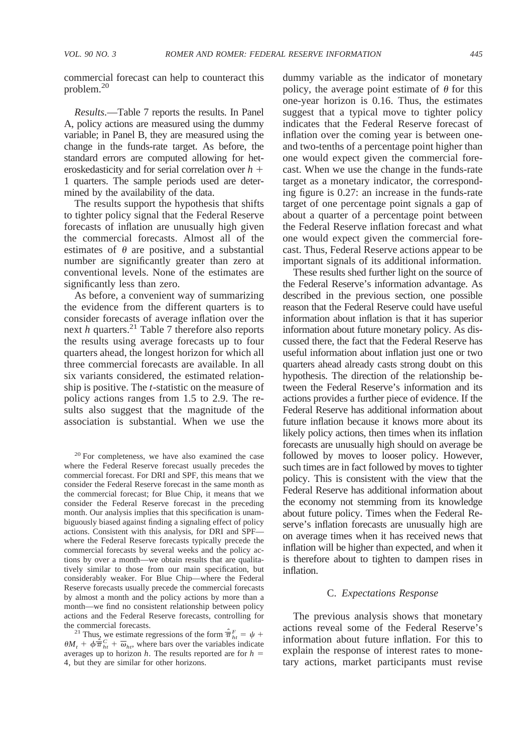commercial forecast can help to counteract this problem.[20]

*Results*.—Table 7 reports the results. In Panel A, policy actions are measured using the dummy variable; in Panel B, they are measured using the change in the funds-rate target. As before, the standard errors are computed allowing for heteroskedasticity and for serial correlation over $h + 1$ quarters. The sample periods used are determined by the availability of the data.

The results support the hypothesis that shifts to tighter policy signal that the Federal Reserve forecasts of inflation are unusually high given the commercial forecasts. Almost all of the estimates of $\theta$ are positive, and a substantial number are significantly greater than zero at conventional levels. None of the estimates are significantly less than zero.

As before, a convenient way of summarizing the evidence from the different quarters is to consider forecasts of average inflation over the next $h$ quarters.[21] Table 7 therefore also reports the results using average forecasts up to four quarters ahead, the longest horizon for which all three commercial forecasts are available. In all six variants considered, the estimated relationship is positive. The $t$-statistic on the measure of policy actions ranges from 1.5 to 2.9. The results also suggest that the magnitude of the association is substantial. When we use the dummy variable as the indicator of monetary policy, the average point estimate of $\theta$ for this one-year horizon is 0.16. Thus, the estimates suggest that a typical move to tighter policy indicates that the Federal Reserve forecast of inflation over the coming year is between one- and two-tenths of a percentage point higher than one would expect given the commercial forecast. When we use the change in the funds-rate target as a monetary indicator, the corresponding figure is 0.27: an increase in the funds-rate target of one percentage point signals a gap of about a quarter of a percentage point between the Federal Reserve inflation forecast and what one would expect given the commercial forecast. Thus, Federal Reserve actions appear to be important signals of its additional information.

These results shed further light on the source of the Federal Reserve's information advantage. As described in the previous section, one possible reason that the Federal Reserve could have useful information about inflation is that it has superior information about future monetary policy. As discussed there, the fact that the Federal Reserve has useful information about inflation just one or two quarters ahead already casts strong doubt on this hypothesis. The direction of the relationship between the Federal Reserve's information and its actions provides a further piece of evidence. If the Federal Reserve has additional information about future inflation because it knows more about its likely policy actions, then times when its inflation forecasts are unusually high should on average be followed by moves to looser policy. However, such times are in fact followed by moves to tighter policy. This is consistent with the view that the Federal Reserve has additional information about the economy not stemming from its knowledge about future policy. Times when the Federal Reserve's inflation forecasts are unusually high are on average times when it has received news that inflation will be higher than expected, and when it is therefore about to tighten to dampen rises in inflation.

### C. *Expectations Response*

The previous analysis shows that monetary actions reveal some of the Federal Reserve's information about future inflation. For this to explain the response of interest rates to monetary actions, market participants must revise

---

[20] For completeness, we have also examined the case where the Federal Reserve forecast usually precedes the commercial forecast. For DRI and SPF, this means that we consider the Federal Reserve forecast in the same month as the commercial forecast; for Blue Chip, it means that we consider the Federal Reserve forecast in the preceding month. Our analysis implies that this specification is unambiguously biased against finding a signaling effect of policy actions. Consistent with this analysis, for DRI and SPF—where the Federal Reserve forecasts typically precede the commercial forecasts by several weeks and the policy actions by over a month—we obtain results that are qualitatively similar to those from our main specification, but considerably weaker. For Blue Chip—where the Federal Reserve forecasts usually precede the commercial forecasts by almost a month and the policy actions by more than a month—we find no consistent relationship between policy actions and the Federal Reserve forecasts, controlling for the commercial forecasts.

[21] Thus, we estimate regressions of the form $\hat{\bar{\pi}}^F_{ht} = \psi + \theta M_t + \phi \bar{\pi}^C_{ht} + \bar{\omega}_{ht}$, where bars over the variables indicate averages up to horizon $h$. The results reported are for $h = 4$, but they are similar for other horizons.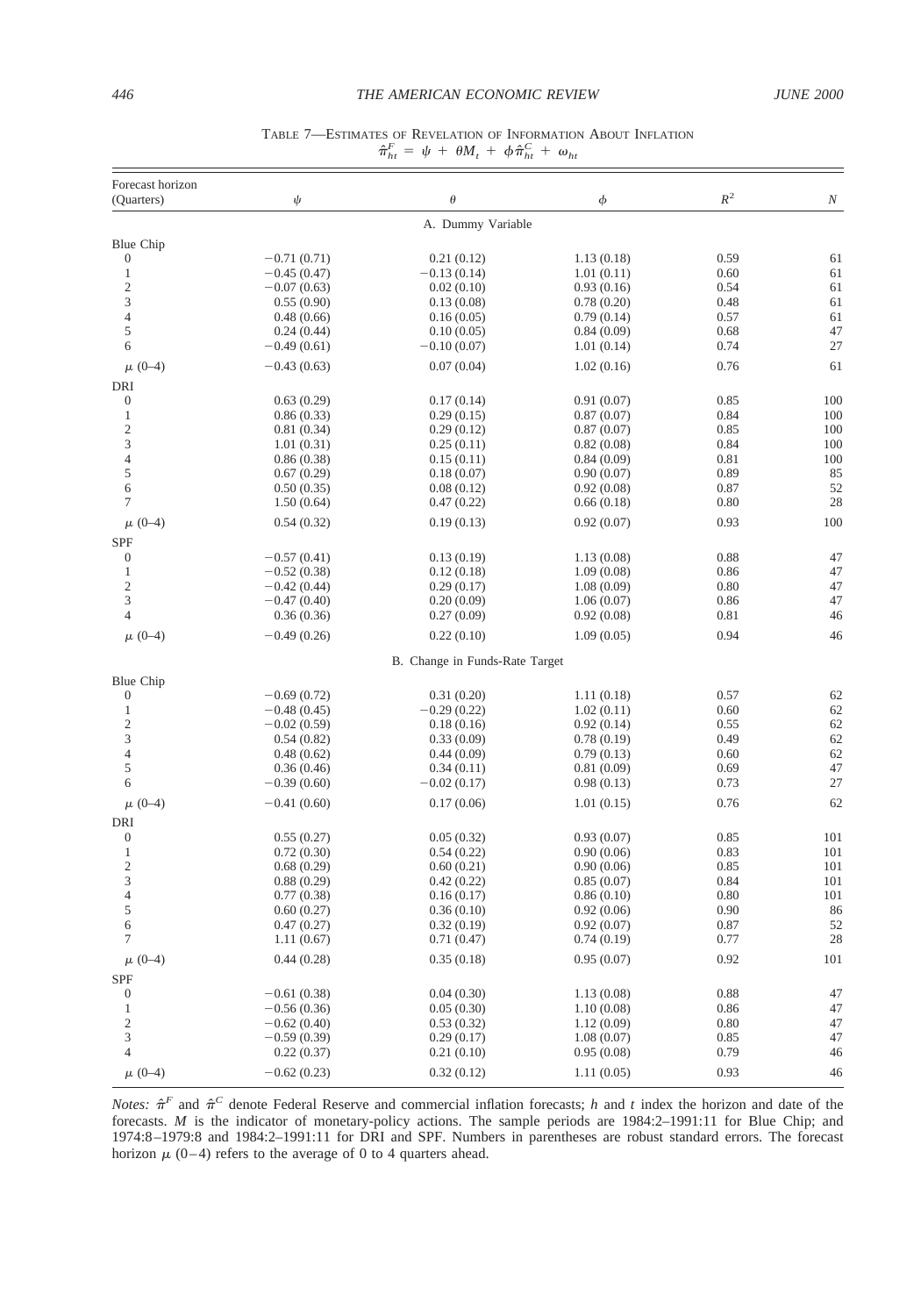TABLE 7—ESTIMATES OF REVELATION OF INFORMATION ABOUT INFLATION

$$\hat{\pi}_{ht}^{F} = \psi + \theta M_t + \phi \hat{\pi}_{ht}^{C} + \omega_{ht}$$

| Forecast horizon (Quarters) | $\psi$ | $\theta$ | $\phi$ | $R^2$ | $N$ |
|---|---|---|---|---|---|
| | | A. Dummy Variable | | | |
| Blue Chip | | | | | |
| 0 | −0.71 (0.71) | 0.21 (0.12) | 1.13 (0.18) | 0.59 | 61 |
| 1 | −0.45 (0.47) | −0.13 (0.14) | 1.01 (0.11) | 0.60 | 61 |
| 2 | −0.07 (0.63) | 0.02 (0.10) | 0.93 (0.16) | 0.54 | 61 |
| 3 | 0.55 (0.90) | 0.13 (0.08) | 0.78 (0.20) | 0.48 | 61 |
| 4 | 0.48 (0.66) | 0.16 (0.05) | 0.79 (0.14) | 0.57 | 61 |
| 5 | 0.24 (0.44) | 0.10 (0.05) | 0.84 (0.09) | 0.68 | 47 |
| 6 | −0.49 (0.61) | −0.10 (0.07) | 1.01 (0.14) | 0.74 | 27 |
| $\mu$ (0–4) | −0.43 (0.63) | 0.07 (0.04) | 1.02 (0.16) | 0.76 | 61 |
| DRI | | | | | |
| 0 | 0.63 (0.29) | 0.17 (0.14) | 0.91 (0.07) | 0.85 | 100 |
| 1 | 0.86 (0.33) | 0.29 (0.15) | 0.87 (0.07) | 0.84 | 100 |
| 2 | 0.81 (0.34) | 0.29 (0.12) | 0.87 (0.07) | 0.85 | 100 |
| 3 | 1.01 (0.31) | 0.25 (0.11) | 0.82 (0.08) | 0.84 | 100 |
| 4 | 0.86 (0.38) | 0.15 (0.11) | 0.84 (0.09) | 0.81 | 100 |
| 5 | 0.67 (0.29) | 0.18 (0.07) | 0.90 (0.07) | 0.89 | 85 |
| 6 | 0.50 (0.35) | 0.08 (0.12) | 0.92 (0.08) | 0.87 | 52 |
| 7 | 1.50 (0.64) | 0.47 (0.22) | 0.66 (0.18) | 0.80 | 28 |
| $\mu$ (0–4) | 0.54 (0.32) | 0.19 (0.13) | 0.92 (0.07) | 0.93 | 100 |
| SPF | | | | | |
| 0 | −0.57 (0.41) | 0.13 (0.19) | 1.13 (0.08) | 0.88 | 47 |
| 1 | −0.52 (0.38) | 0.12 (0.18) | 1.09 (0.08) | 0.86 | 47 |
| 2 | −0.42 (0.44) | 0.29 (0.17) | 1.08 (0.09) | 0.80 | 47 |
| 3 | −0.47 (0.40) | 0.20 (0.09) | 1.06 (0.07) | 0.86 | 47 |
| 4 | 0.36 (0.36) | 0.27 (0.09) | 0.92 (0.08) | 0.81 | 46 |
| $\mu$ (0–4) | −0.49 (0.26) | 0.22 (0.10) | 1.09 (0.05) | 0.94 | 46 |
| | | B. Change in Funds-Rate Target | | | |
| Blue Chip | | | | | |
| 0 | −0.69 (0.72) | 0.31 (0.20) | 1.11 (0.18) | 0.57 | 62 |
| 1 | −0.48 (0.45) | −0.29 (0.22) | 1.02 (0.11) | 0.60 | 62 |
| 2 | −0.02 (0.59) | 0.18 (0.16) | 0.92 (0.14) | 0.55 | 62 |
| 3 | 0.54 (0.82) | 0.33 (0.09) | 0.78 (0.19) | 0.49 | 62 |
| 4 | 0.48 (0.62) | 0.44 (0.09) | 0.79 (0.13) | 0.60 | 62 |
| 5 | 0.36 (0.46) | 0.34 (0.11) | 0.81 (0.09) | 0.69 | 47 |
| 6 | −0.39 (0.60) | −0.02 (0.17) | 0.98 (0.13) | 0.73 | 27 |
| $\mu$ (0–4) | −0.41 (0.60) | 0.17 (0.06) | 1.01 (0.15) | 0.76 | 62 |
| DRI | | | | | |
| 0 | 0.55 (0.27) | 0.05 (0.32) | 0.93 (0.07) | 0.85 | 101 |
| 1 | 0.72 (0.30) | 0.54 (0.22) | 0.90 (0.06) | 0.83 | 101 |
| 2 | 0.68 (0.29) | 0.60 (0.21) | 0.90 (0.06) | 0.85 | 101 |
| 3 | 0.88 (0.29) | 0.42 (0.22) | 0.85 (0.07) | 0.84 | 101 |
| 4 | 0.77 (0.38) | 0.16 (0.17) | 0.86 (0.10) | 0.80 | 101 |
| 5 | 0.60 (0.27) | 0.36 (0.10) | 0.92 (0.06) | 0.90 | 86 |
| 6 | 0.47 (0.27) | 0.32 (0.19) | 0.92 (0.07) | 0.87 | 52 |
| 7 | 1.11 (0.67) | 0.71 (0.47) | 0.74 (0.19) | 0.77 | 28 |
| $\mu$ (0–4) | 0.44 (0.28) | 0.35 (0.18) | 0.95 (0.07) | 0.92 | 101 |
| SPF | | | | | |
| 0 | −0.61 (0.38) | 0.04 (0.30) | 1.13 (0.08) | 0.88 | 47 |
| 1 | −0.56 (0.36) | 0.05 (0.30) | 1.10 (0.08) | 0.86 | 47 |
| 2 | −0.62 (0.40) | 0.53 (0.32) | 1.12 (0.09) | 0.80 | 47 |
| 3 | −0.59 (0.39) | 0.29 (0.17) | 1.08 (0.07) | 0.85 | 47 |
| 4 | 0.22 (0.37) | 0.21 (0.10) | 0.95 (0.08) | 0.79 | 46 |
| $\mu$ (0–4) | −0.62 (0.23) | 0.32 (0.12) | 1.11 (0.05) | 0.93 | 46 |

*Notes:* $\hat{\pi}^F$ and $\hat{\pi}^C$ denote Federal Reserve and commercial inflation forecasts; $h$ and $t$ index the horizon and date of the forecasts. $M$ is the indicator of monetary-policy actions. The sample periods are 1984:2–1991:11 for Blue Chip; and 1974:8–1979:8 and 1984:2–1991:11 for DRI and SPF. Numbers in parentheses are robust standard errors. The forecast horizon $\mu$ (0–4) refers to the average of 0 to 4 quarters ahead.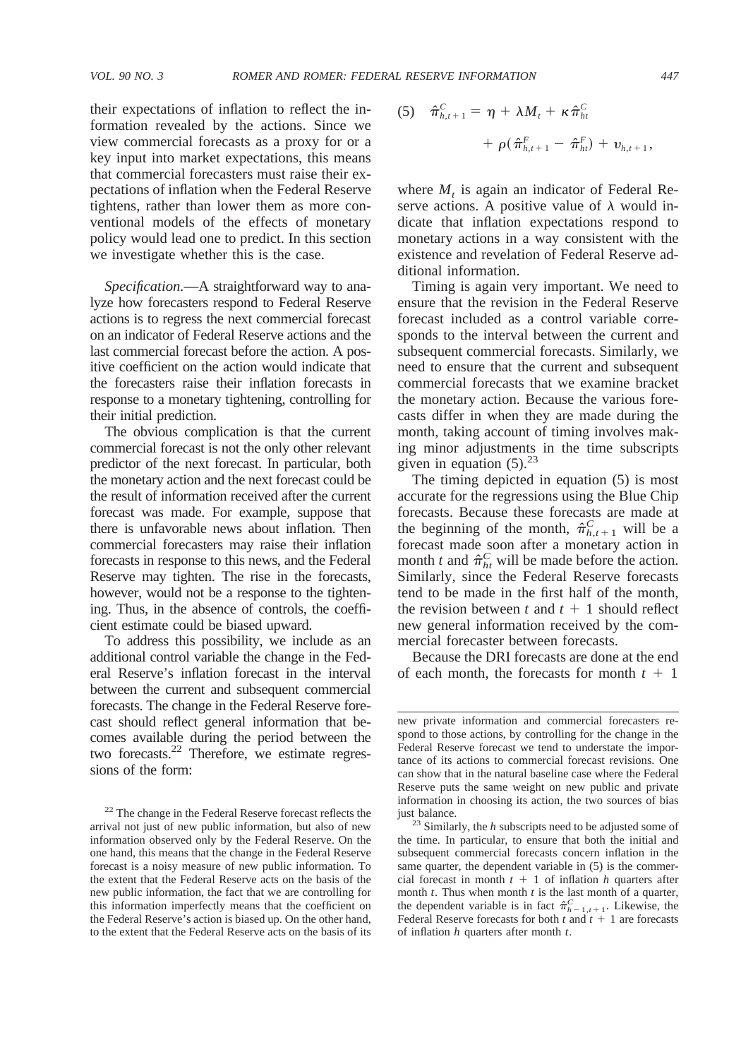their expectations of inflation to reflect the information revealed by the actions. Since we view commercial forecasts as a proxy for or a key input into market expectations, this means that commercial forecasters must raise their expectations of inflation when the Federal Reserve tightens, rather than lower them as more conventional models of the effects of monetary policy would lead one to predict. In this section we investigate whether this is the case.

*Specification.*—A straightforward way to analyze how forecasters respond to Federal Reserve actions is to regress the next commercial forecast on an indicator of Federal Reserve actions and the last commercial forecast before the action. A positive coefficient on the action would indicate that the forecasters raise their inflation forecasts in response to a monetary tightening, controlling for their initial prediction.

The obvious complication is that the current commercial forecast is not the only other relevant predictor of the next forecast. In particular, both the monetary action and the next forecast could be the result of information received after the current forecast was made. For example, suppose that there is unfavorable news about inflation. Then commercial forecasters may raise their inflation forecasts in response to this news, and the Federal Reserve may tighten. The rise in the forecasts, however, would not be a response to the tightening. Thus, in the absence of controls, the coefficient estimate could be biased upward.

To address this possibility, we include as an additional control variable the change in the Federal Reserve's inflation forecast in the interval between the current and subsequent commercial forecasts. The change in the Federal Reserve forecast should reflect general information that becomes available during the period between the two forecasts.[22] Therefore, we estimate regressions of the form:

$$(5) \quad \hat{\pi}^{C}_{h,t+1} = \eta + \lambda M_t + \kappa \hat{\pi}^{C}_{ht} + \rho(\hat{\pi}^{F}_{h,t+1} - \hat{\pi}^{F}_{ht}) + v_{h,t+1},$$

where $M_t$ is again an indicator of Federal Reserve actions. A positive value of $\lambda$ would indicate that inflation expectations respond to monetary actions in a way consistent with the existence and revelation of Federal Reserve additional information.

Timing is again very important. We need to ensure that the revision in the Federal Reserve forecast included as a control variable corresponds to the interval between the current and subsequent commercial forecasts. Similarly, we need to ensure that the current and subsequent commercial forecasts that we examine bracket the monetary action. Because the various forecasts differ in when they are made during the month, taking account of timing involves making minor adjustments in the time subscripts given in equation (5).[23]

The timing depicted in equation (5) is most accurate for the regressions using the Blue Chip forecasts. Because these forecasts are made at the beginning of the month, $\hat{\pi}^{C}_{h,t+1}$ will be a forecast made soon after a monetary action in month $t$ and $\hat{\pi}^{C}_{ht}$ will be made before the action. Similarly, since the Federal Reserve forecasts tend to be made in the first half of the month, the revision between $t$ and $t + 1$ should reflect new general information received by the commercial forecaster between forecasts.

Because the DRI forecasts are done at the end of each month, the forecasts for month $t + 1$

[22] The change in the Federal Reserve forecast reflects the arrival not just of new public information, but also of new information observed only by the Federal Reserve. On the one hand, this means that the change in the Federal Reserve forecast is a noisy measure of new public information. To the extent that the Federal Reserve acts on the basis of the new public information, the fact that we are controlling for this information imperfectly means that the coefficient on the Federal Reserve's action is biased up. On the other hand, to the extent that the Federal Reserve acts on the basis of its new private information and commercial forecasters respond to those actions, by controlling for the change in the Federal Reserve forecast we tend to understate the importance of its actions to commercial forecast revisions. One can show that in the natural baseline case where the Federal Reserve puts the same weight on new public and private information in choosing its action, the two sources of bias just balance.

[23] Similarly, the $h$ subscripts need to be adjusted some of the time. In particular, to ensure that both the initial and subsequent commercial forecasts concern inflation in the same quarter, the dependent variable in (5) is the commercial forecast in month $t + 1$ of inflation $h$ quarters after month $t$. Thus when month $t$ is the last month of a quarter, the dependent variable is in fact $\hat{\pi}^{C}_{h-1,t+1}$. Likewise, the Federal Reserve forecasts for both $t$ and $t + 1$ are forecasts of inflation $h$ quarters after month $t$.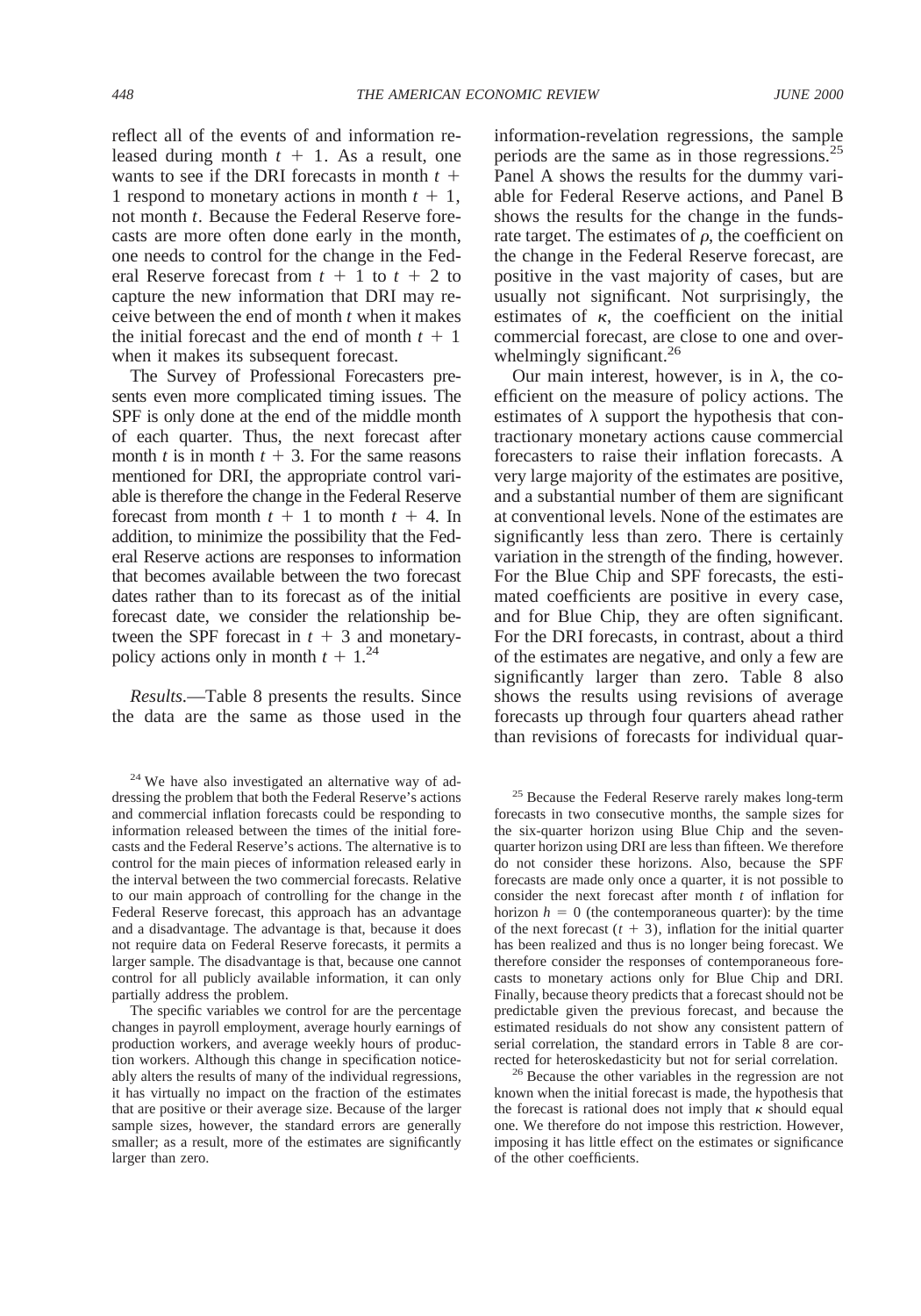reflect all of the events of and information released during month $t + 1$. As a result, one wants to see if the DRI forecasts in month $t + 1$ respond to monetary actions in month $t + 1$, not month $t$. Because the Federal Reserve forecasts are more often done early in the month, one needs to control for the change in the Federal Reserve forecast from $t + 1$ to $t + 2$ to capture the new information that DRI may receive between the end of month $t$ when it makes the initial forecast and the end of month $t + 1$ when it makes its subsequent forecast.

The Survey of Professional Forecasters presents even more complicated timing issues. The SPF is only done at the end of the middle month of each quarter. Thus, the next forecast after month $t$ is in month $t + 3$. For the same reasons mentioned for DRI, the appropriate control variable is therefore the change in the Federal Reserve forecast from month $t + 1$ to month $t + 4$. In addition, to minimize the possibility that the Federal Reserve actions are responses to information that becomes available between the two forecast dates rather than to its forecast as of the initial forecast date, we consider the relationship between the SPF forecast in $t + 3$ and monetary-policy actions only in month $t + 1$.[24]

*Results.*—Table 8 presents the results. Since the data are the same as those used in the information-revelation regressions, the sample periods are the same as in those regressions.[25] Panel A shows the results for the dummy variable for Federal Reserve actions, and Panel B shows the results for the change in the funds-rate target. The estimates of $\rho$, the coefficient on the change in the Federal Reserve forecast, are positive in the vast majority of cases, but are usually not significant. Not surprisingly, the estimates of $\kappa$, the coefficient on the initial commercial forecast, are close to one and overwhelmingly significant.[26]

Our main interest, however, is in $\lambda$, the coefficient on the measure of policy actions. The estimates of $\lambda$ support the hypothesis that contractionary monetary actions cause commercial forecasters to raise their inflation forecasts. A very large majority of the estimates are positive, and a substantial number of them are significant at conventional levels. None of the estimates are significantly less than zero. There is certainly variation in the strength of the finding, however. For the Blue Chip and SPF forecasts, the estimated coefficients are positive in every case, and for Blue Chip, they are often significant. For the DRI forecasts, in contrast, about a third of the estimates are negative, and only a few are significantly larger than zero. Table 8 also shows the results using revisions of average forecasts up through four quarters ahead rather than revisions of forecasts for individual quar-

---

[24] We have also investigated an alternative way of addressing the problem that both the Federal Reserve's actions and commercial inflation forecasts could be responding to information released between the times of the initial forecasts and the Federal Reserve's actions. The alternative is to control for the main pieces of information released early in the interval between the two commercial forecasts. Relative to our main approach of controlling for the change in the Federal Reserve forecast, this approach has an advantage and a disadvantage. The advantage is that, because it does not require data on Federal Reserve forecasts, it permits a larger sample. The disadvantage is that, because one cannot control for all publicly available information, it can only partially address the problem.

The specific variables we control for are the percentage changes in payroll employment, average hourly earnings of production workers, and average weekly hours of production workers. Although this change in specification noticeably alters the results of many of the individual regressions, it has virtually no impact on the fraction of the estimates that are positive or their average size. Because of the larger sample sizes, however, the standard errors are generally smaller; as a result, more of the estimates are significantly larger than zero.

[25] Because the Federal Reserve rarely makes long-term forecasts in two consecutive months, the sample sizes for the six-quarter horizon using Blue Chip and the seven-quarter horizon using DRI are less than fifteen. We therefore do not consider these horizons. Also, because the SPF forecasts are made only once a quarter, it is not possible to consider the next forecast after month $t$ of inflation for horizon $h = 0$ (the contemporaneous quarter): by the time of the next forecast ($t + 3$), inflation for the initial quarter has been realized and thus is no longer being forecast. We therefore consider the responses of contemporaneous forecasts to monetary actions only for Blue Chip and DRI. Finally, because theory predicts that a forecast should not be predictable given the previous forecast, and because the estimated residuals do not show any consistent pattern of serial correlation, the standard errors in Table 8 are corrected for heteroskedasticity but not for serial correlation.

[26] Because the other variables in the regression are not known when the initial forecast is made, the hypothesis that the forecast is rational does not imply that $\kappa$ should equal one. We therefore do not impose this restriction. However, imposing it has little effect on the estimates or significance of the other coefficients.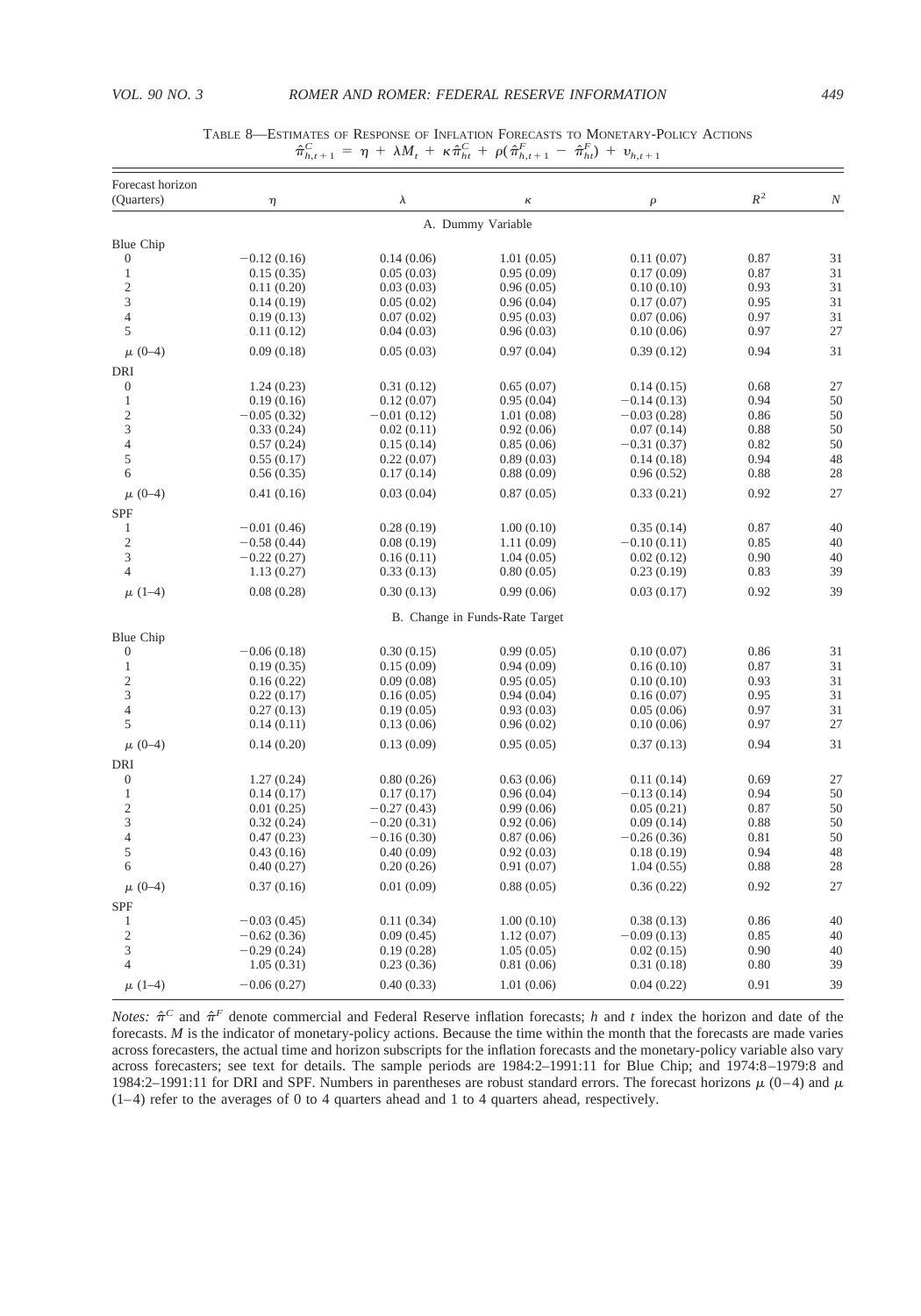TABLE 8—ESTIMATES OF RESPONSE OF INFLATION FORECASTS TO MONETARY-POLICY ACTIONS

$$\hat{\pi}^C_{h,t+1} = \eta + \lambda M_t + \kappa \hat{\pi}^C_{ht} + \rho(\hat{\pi}^F_{h,t+1} - \hat{\pi}^F_{ht}) + v_{h,t+1}$$

| Forecast horizon (Quarters) | $\eta$ | $\lambda$ | $\kappa$ | $\rho$ | $R^2$ | $N$ |
|---|---|---|---|---|---|---|
| | | | A. Dummy Variable | | | |
| Blue Chip | | | | | | |
| 0 | −0.12 (0.16) | 0.14 (0.06) | 1.01 (0.05) | 0.11 (0.07) | 0.87 | 31 |
| 1 | 0.15 (0.35) | 0.05 (0.03) | 0.95 (0.09) | 0.17 (0.09) | 0.87 | 31 |
| 2 | 0.11 (0.20) | 0.03 (0.03) | 0.96 (0.05) | 0.10 (0.10) | 0.93 | 31 |
| 3 | 0.14 (0.19) | 0.05 (0.02) | 0.96 (0.04) | 0.17 (0.07) | 0.95 | 31 |
| 4 | 0.19 (0.13) | 0.07 (0.02) | 0.95 (0.03) | 0.07 (0.06) | 0.97 | 31 |
| 5 | 0.11 (0.12) | 0.04 (0.03) | 0.96 (0.03) | 0.10 (0.06) | 0.97 | 27 |
| $\mu$ (0–4) | 0.09 (0.18) | 0.05 (0.03) | 0.97 (0.04) | 0.39 (0.12) | 0.94 | 31 |
| DRI | | | | | | |
| 0 | 1.24 (0.23) | 0.31 (0.12) | 0.65 (0.07) | 0.14 (0.15) | 0.68 | 27 |
| 1 | 0.19 (0.16) | 0.12 (0.07) | 0.95 (0.04) | −0.14 (0.13) | 0.94 | 50 |
| 2 | −0.05 (0.32) | −0.01 (0.12) | 1.01 (0.08) | −0.03 (0.28) | 0.86 | 50 |
| 3 | 0.33 (0.24) | 0.02 (0.11) | 0.92 (0.06) | 0.07 (0.14) | 0.88 | 50 |
| 4 | 0.57 (0.24) | 0.15 (0.14) | 0.85 (0.06) | −0.31 (0.37) | 0.82 | 50 |
| 5 | 0.55 (0.17) | 0.22 (0.07) | 0.89 (0.03) | 0.14 (0.18) | 0.94 | 48 |
| 6 | 0.56 (0.35) | 0.17 (0.14) | 0.88 (0.09) | 0.96 (0.52) | 0.88 | 28 |
| $\mu$ (0–4) | 0.41 (0.16) | 0.03 (0.04) | 0.87 (0.05) | 0.33 (0.21) | 0.92 | 27 |
| SPF | | | | | | |
| 1 | −0.01 (0.46) | 0.28 (0.19) | 1.00 (0.10) | 0.35 (0.14) | 0.87 | 40 |
| 2 | −0.58 (0.44) | 0.08 (0.19) | 1.11 (0.09) | −0.10 (0.11) | 0.85 | 40 |
| 3 | −0.22 (0.27) | 0.16 (0.11) | 1.04 (0.05) | 0.02 (0.12) | 0.90 | 40 |
| 4 | 1.13 (0.27) | 0.33 (0.13) | 0.80 (0.05) | 0.23 (0.19) | 0.83 | 39 |
| $\mu$ (1–4) | 0.08 (0.28) | 0.30 (0.13) | 0.99 (0.06) | 0.03 (0.17) | 0.92 | 39 |
| | | | B. Change in Funds-Rate Target | | | |
| Blue Chip | | | | | | |
| 0 | −0.06 (0.18) | 0.30 (0.15) | 0.99 (0.05) | 0.10 (0.07) | 0.86 | 31 |
| 1 | 0.19 (0.35) | 0.15 (0.09) | 0.94 (0.09) | 0.16 (0.10) | 0.87 | 31 |
| 2 | 0.16 (0.22) | 0.09 (0.08) | 0.95 (0.05) | 0.10 (0.10) | 0.93 | 31 |
| 3 | 0.22 (0.17) | 0.16 (0.05) | 0.94 (0.04) | 0.16 (0.07) | 0.95 | 31 |
| 4 | 0.27 (0.13) | 0.19 (0.05) | 0.93 (0.03) | 0.05 (0.06) | 0.97 | 31 |
| 5 | 0.14 (0.11) | 0.13 (0.06) | 0.96 (0.02) | 0.10 (0.06) | 0.97 | 27 |
| $\mu$ (0–4) | 0.14 (0.20) | 0.13 (0.09) | 0.95 (0.05) | 0.37 (0.13) | 0.94 | 31 |
| DRI | | | | | | |
| 0 | 1.27 (0.24) | 0.80 (0.26) | 0.63 (0.06) | 0.11 (0.14) | 0.69 | 27 |
| 1 | 0.14 (0.17) | 0.17 (0.17) | 0.96 (0.04) | −0.13 (0.14) | 0.94 | 50 |
| 2 | 0.01 (0.25) | −0.27 (0.43) | 0.99 (0.06) | 0.05 (0.21) | 0.87 | 50 |
| 3 | 0.32 (0.24) | −0.20 (0.31) | 0.92 (0.06) | 0.09 (0.14) | 0.88 | 50 |
| 4 | 0.47 (0.23) | −0.16 (0.30) | 0.87 (0.06) | −0.26 (0.36) | 0.81 | 50 |
| 5 | 0.43 (0.16) | 0.40 (0.09) | 0.92 (0.03) | 0.18 (0.19) | 0.94 | 48 |
| 6 | 0.40 (0.27) | 0.20 (0.26) | 0.91 (0.07) | 1.04 (0.55) | 0.88 | 28 |
| $\mu$ (0–4) | 0.37 (0.16) | 0.01 (0.09) | 0.88 (0.05) | 0.36 (0.22) | 0.92 | 27 |
| SPF | | | | | | |
| 1 | −0.03 (0.45) | 0.11 (0.34) | 1.00 (0.10) | 0.38 (0.13) | 0.86 | 40 |
| 2 | −0.62 (0.36) | 0.09 (0.45) | 1.12 (0.07) | −0.09 (0.13) | 0.85 | 40 |
| 3 | −0.29 (0.24) | 0.19 (0.28) | 1.05 (0.05) | 0.02 (0.15) | 0.90 | 40 |
| 4 | 1.05 (0.31) | 0.23 (0.36) | 0.81 (0.06) | 0.31 (0.18) | 0.80 | 39 |
| $\mu$ (1–4) | −0.06 (0.27) | 0.40 (0.33) | 1.01 (0.06) | 0.04 (0.22) | 0.91 | 39 |

*Notes:* $\hat{\pi}^C$ and $\hat{\pi}^F$ denote commercial and Federal Reserve inflation forecasts; $h$ and $t$ index the horizon and date of the forecasts. $M$ is the indicator of monetary-policy actions. Because the time within the month that the forecasts are made varies across forecasters, the actual time and horizon subscripts for the inflation forecasts and the monetary-policy variable also vary across forecasters; see text for details. The sample periods are 1984:2–1991:11 for Blue Chip; and 1974:8–1979:8 and 1984:2–1991:11 for DRI and SPF. Numbers in parentheses are robust standard errors. The forecast horizons $\mu$ (0–4) and $\mu$ (1–4) refer to the averages of 0 to 4 quarters ahead and 1 to 4 quarters ahead, respectively.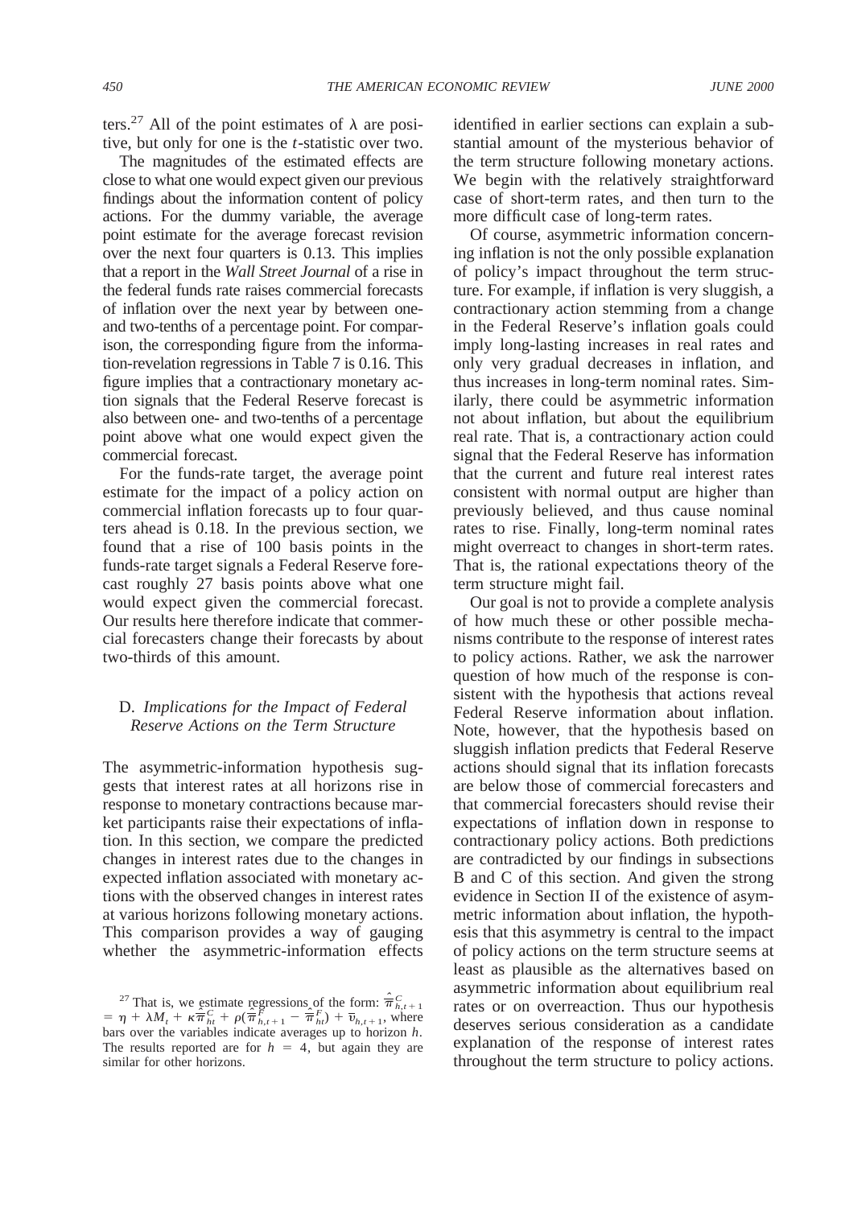ters.[27] All of the point estimates of $\lambda$ are positive, but only for one is the $t$-statistic over two.

The magnitudes of the estimated effects are close to what one would expect given our previous findings about the information content of policy actions. For the dummy variable, the average point estimate for the average forecast revision over the next four quarters is 0.13. This implies that a report in the *Wall Street Journal* of a rise in the federal funds rate raises commercial forecasts of inflation over the next year by between one- and two-tenths of a percentage point. For comparison, the corresponding figure from the information-revelation regressions in Table 7 is 0.16. This figure implies that a contractionary monetary action signals that the Federal Reserve forecast is also between one- and two-tenths of a percentage point above what one would expect given the commercial forecast.

For the funds-rate target, the average point estimate for the impact of a policy action on commercial inflation forecasts up to four quarters ahead is 0.18. In the previous section, we found that a rise of 100 basis points in the funds-rate target signals a Federal Reserve forecast roughly 27 basis points above what one would expect given the commercial forecast. Our results here therefore indicate that commercial forecasters change their forecasts by about two-thirds of this amount.

### D. *Implications for the Impact of Federal Reserve Actions on the Term Structure*

The asymmetric-information hypothesis suggests that interest rates at all horizons rise in response to monetary contractions because market participants raise their expectations of inflation. In this section, we compare the predicted changes in interest rates due to the changes in expected inflation associated with monetary actions with the observed changes in interest rates at various horizons following monetary actions. This comparison provides a way of gauging whether the asymmetric-information effects identified in earlier sections can explain a substantial amount of the mysterious behavior of the term structure following monetary actions. We begin with the relatively straightforward case of short-term rates, and then turn to the more difficult case of long-term rates.

Of course, asymmetric information concerning inflation is not the only possible explanation of policy's impact throughout the term structure. For example, if inflation is very sluggish, a contractionary action stemming from a change in the Federal Reserve's inflation goals could imply long-lasting increases in real rates and only very gradual decreases in inflation, and thus increases in long-term nominal rates. Similarly, there could be asymmetric information not about inflation, but about the equilibrium real rate. That is, a contractionary action could signal that the Federal Reserve has information that the current and future real interest rates consistent with normal output are higher than previously believed, and thus cause nominal rates to rise. Finally, long-term nominal rates might overreact to changes in short-term rates. That is, the rational expectations theory of the term structure might fail.

Our goal is not to provide a complete analysis of how much these or other possible mechanisms contribute to the response of interest rates to policy actions. Rather, we ask the narrower question of how much of the response is consistent with the hypothesis that actions reveal Federal Reserve information about inflation. Note, however, that the hypothesis based on sluggish inflation predicts that Federal Reserve actions should signal that its inflation forecasts are below those of commercial forecasters and that commercial forecasters should revise their expectations of inflation down in response to contractionary policy actions. Both predictions are contradicted by our findings in subsections B and C of this section. And given the strong evidence in Section II of the existence of asymmetric information about inflation, the hypothesis that this asymmetry is central to the impact of policy actions on the term structure seems at least as plausible as the alternatives based on asymmetric information about equilibrium real rates or on overreaction. Thus our hypothesis deserves serious consideration as a candidate explanation of the response of interest rates throughout the term structure to policy actions.

---

[27] That is, we estimate regressions of the form: $\hat{\bar{\pi}}^{C}_{h,t+1} = \eta + \lambda M_t + \kappa \hat{\bar{\pi}}^{C}_{ht} + \rho(\hat{\bar{\pi}}^{F}_{h,t+1} - \hat{\bar{\pi}}^{F}_{ht}) + \bar{v}_{h,t+1}$, where bars over the variables indicate averages up to horizon $h$. The results reported are for $h = 4$, but again they are similar for other horizons.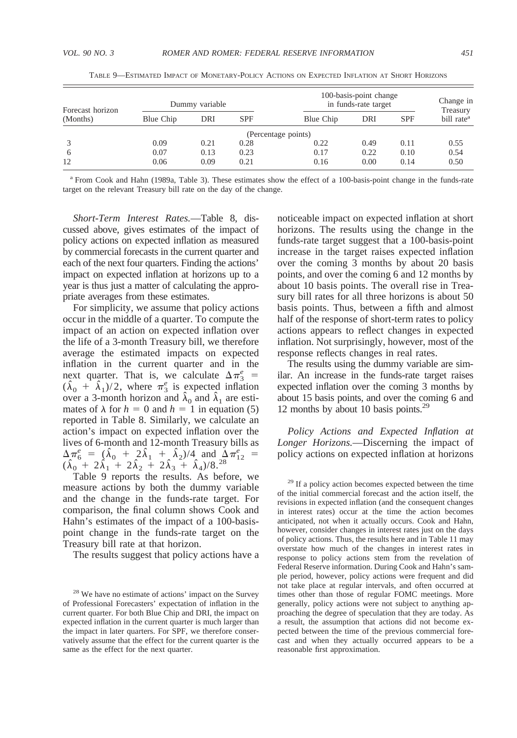TABLE 9—ESTIMATED IMPACT OF MONETARY-POLICY ACTIONS ON EXPECTED INFLATION AT SHORT HORIZONS

| Forecast horizon (Months) | Dummy variable | | | 100-basis-point change in funds-rate target | | | Change in Treasury bill rate[a] |
|---|---|---|---|---|---|---|---|
| | Blue Chip | DRI | SPF | Blue Chip | DRI | SPF | |
| | (Percentage points) | | | | | | |
| 3 | 0.09 | 0.21 | 0.28 | 0.22 | 0.49 | 0.11 | 0.55 |
| 6 | 0.07 | 0.13 | 0.23 | 0.17 | 0.22 | 0.10 | 0.54 |
| 12 | 0.06 | 0.09 | 0.21 | 0.16 | 0.00 | 0.14 | 0.50 |

[a] From Cook and Hahn (1989a, Table 3). These estimates show the effect of a 100-basis-point change in the funds-rate target on the relevant Treasury bill rate on the day of the change.

*Short-Term Interest Rates.*—Table 8, discussed above, gives estimates of the impact of policy actions on expected inflation as measured by commercial forecasts in the current quarter and each of the next four quarters. Finding the actions' impact on expected inflation at horizons up to a year is thus just a matter of calculating the appropriate averages from these estimates.

For simplicity, we assume that policy actions occur in the middle of a quarter. To compute the impact of an action on expected inflation over the life of a 3-month Treasury bill, we therefore average the estimated impacts on expected inflation in the current quarter and in the next quarter. That is, we calculate $\Delta \pi_3^e = (\hat{\lambda}_0 + \hat{\lambda}_1)/2$, where $\pi_3^e$ is expected inflation over a 3-month horizon and $\hat{\lambda}_0$ and $\hat{\lambda}_1$ are estimates of $\lambda$ for $h = 0$ and $h = 1$ in equation (5) reported in Table 8. Similarly, we calculate an action's impact on expected inflation over the lives of 6-month and 12-month Treasury bills as $\Delta \pi_6^e = (\hat{\lambda}_0 + 2\hat{\lambda}_1 + \hat{\lambda}_2)/4$ and $\Delta \pi_{12}^e = (\hat{\lambda}_0 + 2\hat{\lambda}_1 + 2\hat{\lambda}_2 + 2\hat{\lambda}_3 + \hat{\lambda}_4)/8$.[28]

Table 9 reports the results. As before, we measure actions by both the dummy variable and the change in the funds-rate target. For comparison, the final column shows Cook and Hahn's estimates of the impact of a 100-basis-point change in the funds-rate target on the Treasury bill rate at that horizon.

The results suggest that policy actions have a noticeable impact on expected inflation at short horizons. The results using the change in the funds-rate target suggest that a 100-basis-point increase in the target raises expected inflation over the coming 3 months by about 20 basis points, and over the coming 6 and 12 months by about 10 basis points. The overall rise in Treasury bill rates for all three horizons is about 50 basis points. Thus, between a fifth and almost half of the response of short-term rates to policy actions appears to reflect changes in expected inflation. Not surprisingly, however, most of the response reflects changes in real rates.

The results using the dummy variable are similar. An increase in the funds-rate target raises expected inflation over the coming 3 months by about 15 basis points, and over the coming 6 and 12 months by about 10 basis points.[29]

*Policy Actions and Expected Inflation at Longer Horizons.*—Discerning the impact of policy actions on expected inflation at horizons

[28] We have no estimate of actions' impact on the Survey of Professional Forecasters' expectation of inflation in the current quarter. For both Blue Chip and DRI, the impact on expected inflation in the current quarter is much larger than the impact in later quarters. For SPF, we therefore conservatively assume that the effect for the current quarter is the same as the effect for the next quarter.

[29] If a policy action becomes expected between the time of the initial commercial forecast and the action itself, the revisions in expected inflation (and the consequent changes in interest rates) occur at the time the action becomes anticipated, not when it actually occurs. Cook and Hahn, however, consider changes in interest rates just on the days of policy actions. Thus, the results here and in Table 11 may overstate how much of the changes in interest rates in response to policy actions stem from the revelation of Federal Reserve information. During Cook and Hahn's sample period, however, policy actions were frequent and did not take place at regular intervals, and often occurred at times other than those of regular FOMC meetings. More generally, policy actions were not subject to anything approaching the degree of speculation that they are today. As a result, the assumption that actions did not become expected between the time of the previous commercial forecast and when they actually occurred appears to be a reasonable first approximation.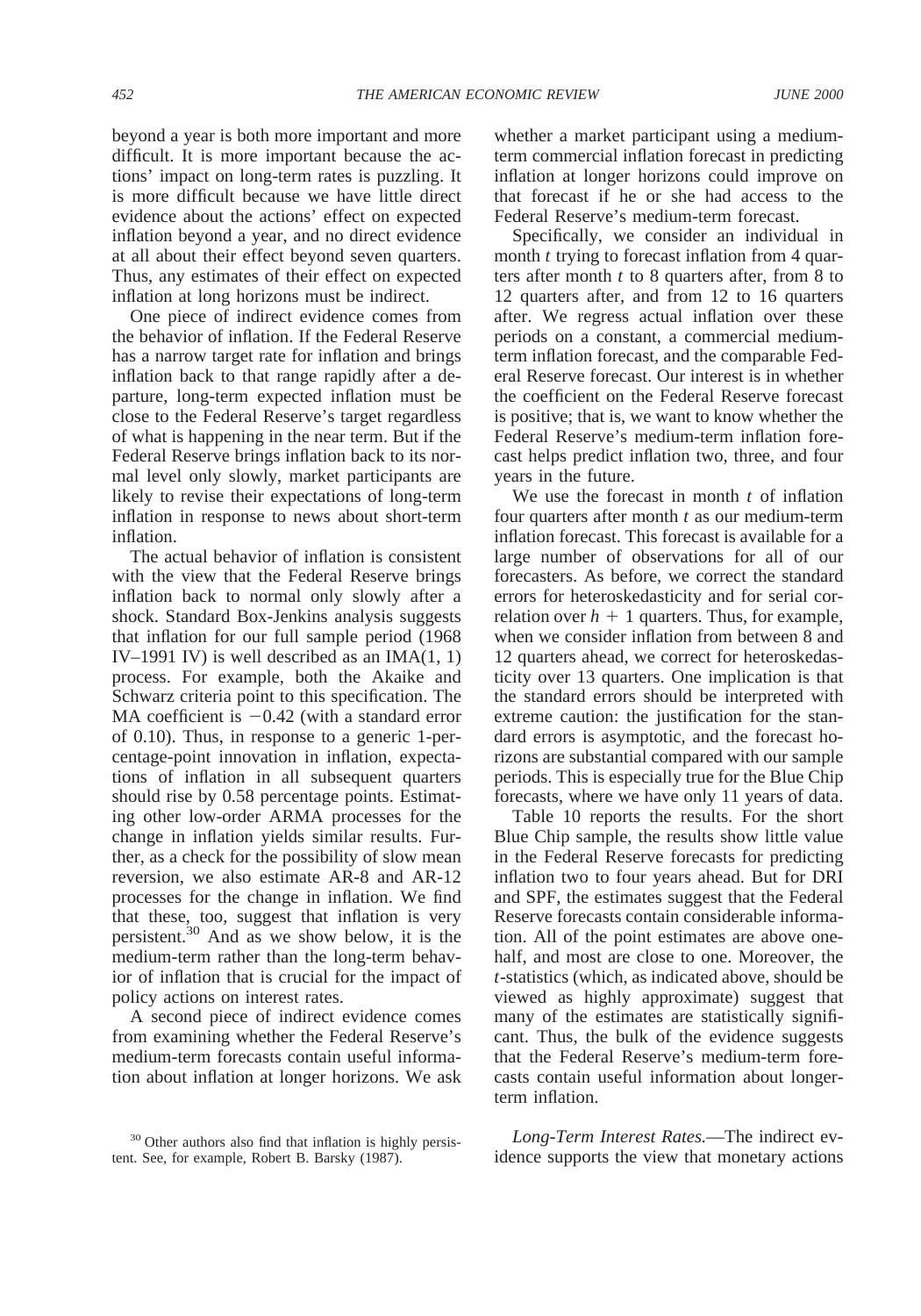beyond a year is both more important and more difficult. It is more important because the actions' impact on long-term rates is puzzling. It is more difficult because we have little direct evidence about the actions' effect on expected inflation beyond a year, and no direct evidence at all about their effect beyond seven quarters. Thus, any estimates of their effect on expected inflation at long horizons must be indirect.

One piece of indirect evidence comes from the behavior of inflation. If the Federal Reserve has a narrow target rate for inflation and brings inflation back to that range rapidly after a departure, long-term expected inflation must be close to the Federal Reserve's target regardless of what is happening in the near term. But if the Federal Reserve brings inflation back to its normal level only slowly, market participants are likely to revise their expectations of long-term inflation in response to news about short-term inflation.

The actual behavior of inflation is consistent with the view that the Federal Reserve brings inflation back to normal only slowly after a shock. Standard Box-Jenkins analysis suggests that inflation for our full sample period (1968 IV–1991 IV) is well described as an IMA(1, 1) process. For example, both the Akaike and Schwarz criteria point to this specification. The MA coefficient is $-0.42$ (with a standard error of 0.10). Thus, in response to a generic 1-percentage-point innovation in inflation, expectations of inflation in all subsequent quarters should rise by 0.58 percentage points. Estimating other low-order ARMA processes for the change in inflation yields similar results. Further, as a check for the possibility of slow mean reversion, we also estimate AR-8 and AR-12 processes for the change in inflation. We find that these, too, suggest that inflation is very persistent.[30] And as we show below, it is the medium-term rather than the long-term behavior of inflation that is crucial for the impact of policy actions on interest rates.

A second piece of indirect evidence comes from examining whether the Federal Reserve's medium-term forecasts contain useful information about inflation at longer horizons. We ask whether a market participant using a medium-term commercial inflation forecast in predicting inflation at longer horizons could improve on that forecast if he or she had access to the Federal Reserve's medium-term forecast.

Specifically, we consider an individual in month $t$ trying to forecast inflation from 4 quarters after month $t$ to 8 quarters after, from 8 to 12 quarters after, and from 12 to 16 quarters after. We regress actual inflation over these periods on a constant, a commercial medium-term inflation forecast, and the comparable Federal Reserve forecast. Our interest is in whether the coefficient on the Federal Reserve forecast is positive; that is, we want to know whether the Federal Reserve's medium-term inflation forecast helps predict inflation two, three, and four years in the future.

We use the forecast in month $t$ of inflation four quarters after month $t$ as our medium-term inflation forecast. This forecast is available for a large number of observations for all of our forecasters. As before, we correct the standard errors for heteroskedasticity and for serial correlation over $h + 1$ quarters. Thus, for example, when we consider inflation from between 8 and 12 quarters ahead, we correct for heteroskedasticity over 13 quarters. One implication is that the standard errors should be interpreted with extreme caution: the justification for the standard errors is asymptotic, and the forecast horizons are substantial compared with our sample periods. This is especially true for the Blue Chip forecasts, where we have only 11 years of data.

Table 10 reports the results. For the short Blue Chip sample, the results show little value in the Federal Reserve forecasts for predicting inflation two to four years ahead. But for DRI and SPF, the estimates suggest that the Federal Reserve forecasts contain considerable information. All of the point estimates are above one-half, and most are close to one. Moreover, the $t$-statistics (which, as indicated above, should be viewed as highly approximate) suggest that many of the estimates are statistically significant. Thus, the bulk of the evidence suggests that the Federal Reserve's medium-term forecasts contain useful information about longer-term inflation.

*Long-Term Interest Rates.*—The indirect evidence supports the view that monetary actions

[30] Other authors also find that inflation is highly persistent. See, for example, Robert B. Barsky (1987).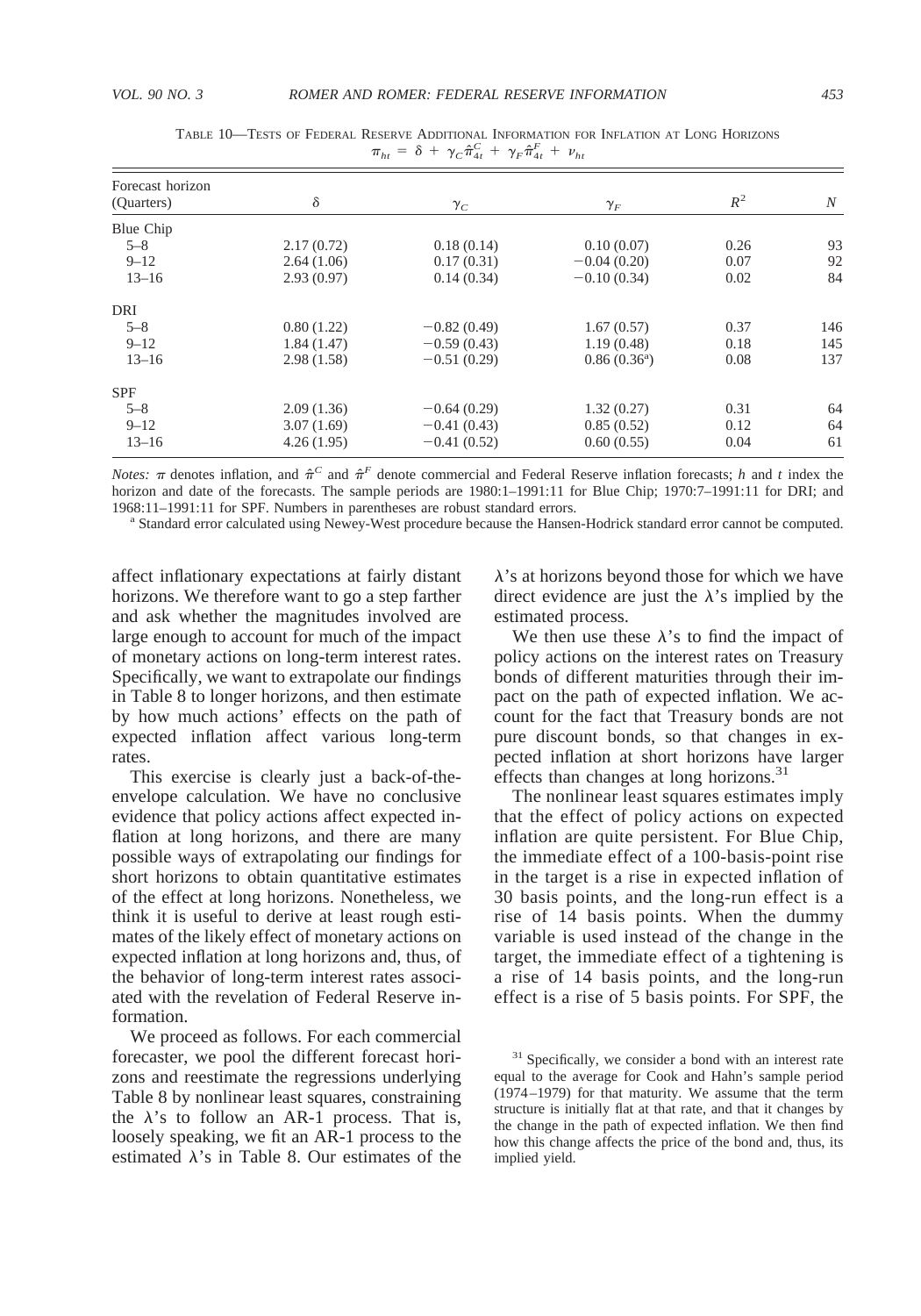TABLE 10—TESTS OF FEDERAL RESERVE ADDITIONAL INFORMATION FOR INFLATION AT LONG HORIZONS

$$\pi_{ht} = \delta + \gamma_C \hat{\pi}^C_{4t} + \gamma_F \hat{\pi}^F_{4t} + \nu_{ht}$$

| Forecast horizon (Quarters) | $\delta$ | $\gamma_C$ | $\gamma_F$ | $R^2$ | $N$ |
|---|---|---|---|---|---|
| Blue Chip | | | | | |
| 5–8 | 2.17 (0.72) | 0.18 (0.14) | 0.10 (0.07) | 0.26 | 93 |
| 9–12 | 2.64 (1.06) | 0.17 (0.31) | −0.04 (0.20) | 0.07 | 92 |
| 13–16 | 2.93 (0.97) | 0.14 (0.34) | −0.10 (0.34) | 0.02 | 84 |
| DRI | | | | | |
| 5–8 | 0.80 (1.22) | −0.82 (0.49) | 1.67 (0.57) | 0.37 | 146 |
| 9–12 | 1.84 (1.47) | −0.59 (0.43) | 1.19 (0.48) | 0.18 | 145 |
| 13–16 | 2.98 (1.58) | −0.51 (0.29) | 0.86 (0.36[a]) | 0.08 | 137 |
| SPF | | | | | |
| 5–8 | 2.09 (1.36) | −0.64 (0.29) | 1.32 (0.27) | 0.31 | 64 |
| 9–12 | 3.07 (1.69) | −0.41 (0.43) | 0.85 (0.52) | 0.12 | 64 |
| 13–16 | 4.26 (1.95) | −0.41 (0.52) | 0.60 (0.55) | 0.04 | 61 |

*Notes:* $\pi$ denotes inflation, and $\hat{\pi}^C$ and $\hat{\pi}^F$ denote commercial and Federal Reserve inflation forecasts; $h$ and $t$ index the horizon and date of the forecasts. The sample periods are 1980:1–1991:11 for Blue Chip; 1970:7–1991:11 for DRI; and 1968:11–1991:11 for SPF. Numbers in parentheses are robust standard errors.

[a] Standard error calculated using Newey-West procedure because the Hansen-Hodrick standard error cannot be computed.

affect inflationary expectations at fairly distant horizons. We therefore want to go a step farther and ask whether the magnitudes involved are large enough to account for much of the impact of monetary actions on long-term interest rates. Specifically, we want to extrapolate our findings in Table 8 to longer horizons, and then estimate by how much actions' effects on the path of expected inflation affect various long-term rates.

This exercise is clearly just a back-of-the-envelope calculation. We have no conclusive evidence that policy actions affect expected inflation at long horizons, and there are many possible ways of extrapolating our findings for short horizons to obtain quantitative estimates of the effect at long horizons. Nonetheless, we think it is useful to derive at least rough estimates of the likely effect of monetary actions on expected inflation at long horizons and, thus, of the behavior of long-term interest rates associated with the revelation of Federal Reserve information.

We proceed as follows. For each commercial forecaster, we pool the different forecast horizons and reestimate the regressions underlying Table 8 by nonlinear least squares, constraining the $\lambda$'s to follow an AR-1 process. That is, loosely speaking, we fit an AR-1 process to the estimated $\lambda$'s in Table 8. Our estimates of the $\lambda$'s at horizons beyond those for which we have direct evidence are just the $\lambda$'s implied by the estimated process.

We then use these $\lambda$'s to find the impact of policy actions on the interest rates on Treasury bonds of different maturities through their impact on the path of expected inflation. We account for the fact that Treasury bonds are not pure discount bonds, so that changes in expected inflation at short horizons have larger effects than changes at long horizons.[31]

The nonlinear least squares estimates imply that the effect of policy actions on expected inflation are quite persistent. For Blue Chip, the immediate effect of a 100-basis-point rise in the target is a rise in expected inflation of 30 basis points, and the long-run effect is a rise of 14 basis points. When the dummy variable is used instead of the change in the target, the immediate effect of a tightening is a rise of 14 basis points, and the long-run effect is a rise of 5 basis points. For SPF, the

[31] Specifically, we consider a bond with an interest rate equal to the average for Cook and Hahn's sample period (1974–1979) for that maturity. We assume that the term structure is initially flat at that rate, and that it changes by the change in the path of expected inflation. We then find how this change affects the price of the bond and, thus, its implied yield.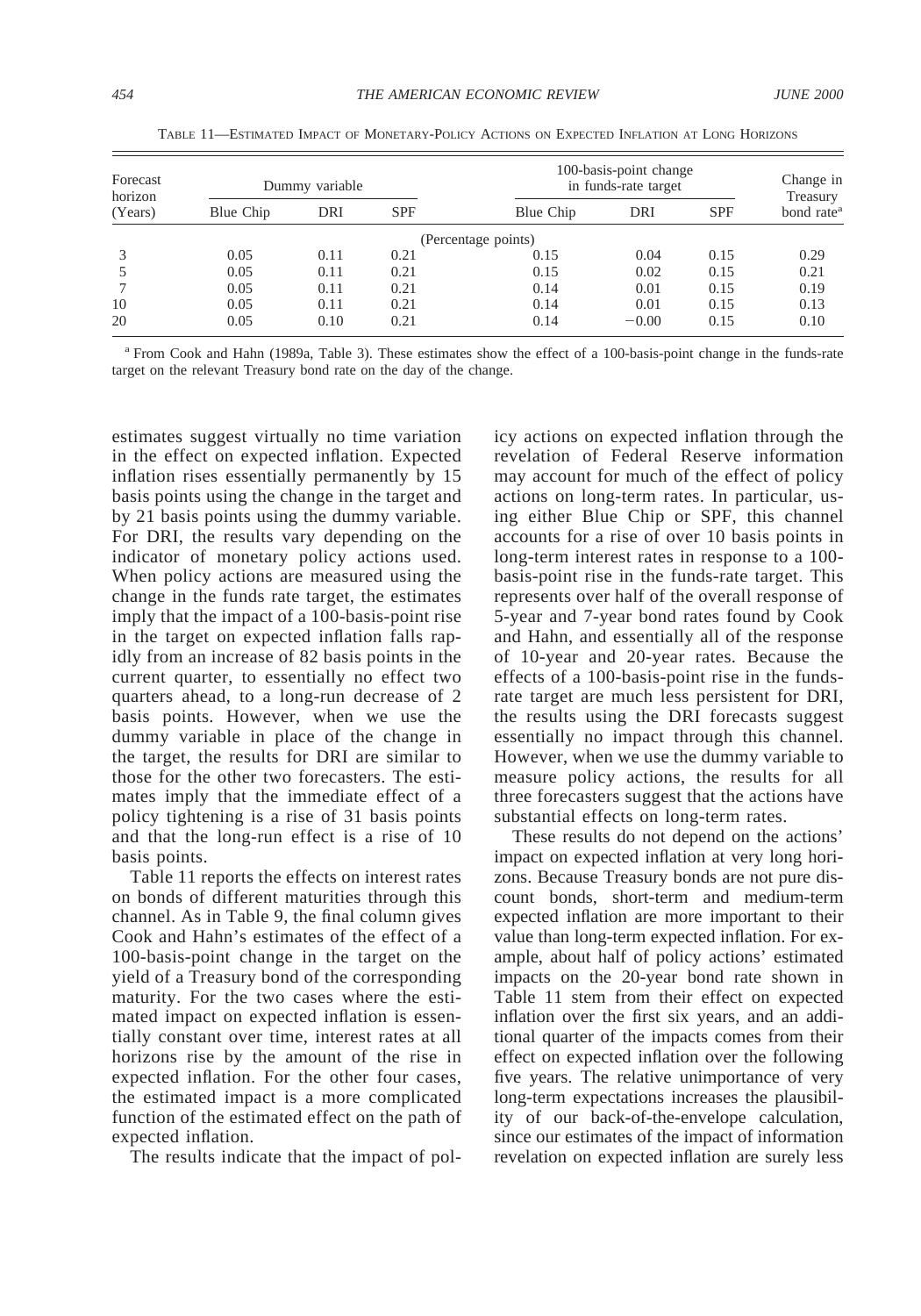TABLE 11—ESTIMATED IMPACT OF MONETARY-POLICY ACTIONS ON EXPECTED INFLATION AT LONG HORIZONS

| Forecast horizon (Years) | Dummy variable | | | 100-basis-point change in funds-rate target | | | Change in Treasury bond rate[a] |
|---|---|---|---|---|---|---|---|
| | Blue Chip | DRI | SPF | Blue Chip | DRI | SPF | |
| | | | | (Percentage points) | | | |
| 3 | 0.05 | 0.11 | 0.21 | 0.15 | 0.04 | 0.15 | 0.29 |
| 5 | 0.05 | 0.11 | 0.21 | 0.15 | 0.02 | 0.15 | 0.21 |
| 7 | 0.05 | 0.11 | 0.21 | 0.14 | 0.01 | 0.15 | 0.19 |
| 10 | 0.05 | 0.11 | 0.21 | 0.14 | 0.01 | 0.15 | 0.13 |
| 20 | 0.05 | 0.10 | 0.21 | 0.14 | −0.00 | 0.15 | 0.10 |

[a] From Cook and Hahn (1989a, Table 3). These estimates show the effect of a 100-basis-point change in the funds-rate target on the relevant Treasury bond rate on the day of the change.

estimates suggest virtually no time variation in the effect on expected inflation. Expected inflation rises essentially permanently by 15 basis points using the change in the target and by 21 basis points using the dummy variable. For DRI, the results vary depending on the indicator of monetary policy actions used. When policy actions are measured using the change in the funds rate target, the estimates imply that the impact of a 100-basis-point rise in the target on expected inflation falls rapidly from an increase of 82 basis points in the current quarter, to essentially no effect two quarters ahead, to a long-run decrease of 2 basis points. However, when we use the dummy variable in place of the change in the target, the results for DRI are similar to those for the other two forecasters. The estimates imply that the immediate effect of a policy tightening is a rise of 31 basis points and that the long-run effect is a rise of 10 basis points.

Table 11 reports the effects on interest rates on bonds of different maturities through this channel. As in Table 9, the final column gives Cook and Hahn's estimates of the effect of a 100-basis-point change in the target on the yield of a Treasury bond of the corresponding maturity. For the two cases where the estimated impact on expected inflation is essentially constant over time, interest rates at all horizons rise by the amount of the rise in expected inflation. For the other four cases, the estimated impact is a more complicated function of the estimated effect on the path of expected inflation.

The results indicate that the impact of policy actions on expected inflation through the revelation of Federal Reserve information may account for much of the effect of policy actions on long-term rates. In particular, using either Blue Chip or SPF, this channel accounts for a rise of over 10 basis points in long-term interest rates in response to a 100-basis-point rise in the funds-rate target. This represents over half of the overall response of 5-year and 7-year bond rates found by Cook and Hahn, and essentially all of the response of 10-year and 20-year rates. Because the effects of a 100-basis-point rise in the funds-rate target are much less persistent for DRI, the results using the DRI forecasts suggest essentially no impact through this channel. However, when we use the dummy variable to measure policy actions, the results for all three forecasters suggest that the actions have substantial effects on long-term rates.

These results do not depend on the actions' impact on expected inflation at very long horizons. Because Treasury bonds are not pure discount bonds, short-term and medium-term expected inflation are more important to their value than long-term expected inflation. For example, about half of policy actions' estimated impacts on the 20-year bond rate shown in Table 11 stem from their effect on expected inflation over the first six years, and an additional quarter of the impacts comes from their effect on expected inflation over the following five years. The relative unimportance of very long-term expectations increases the plausibility of our back-of-the-envelope calculation, since our estimates of the impact of information revelation on expected inflation are surely less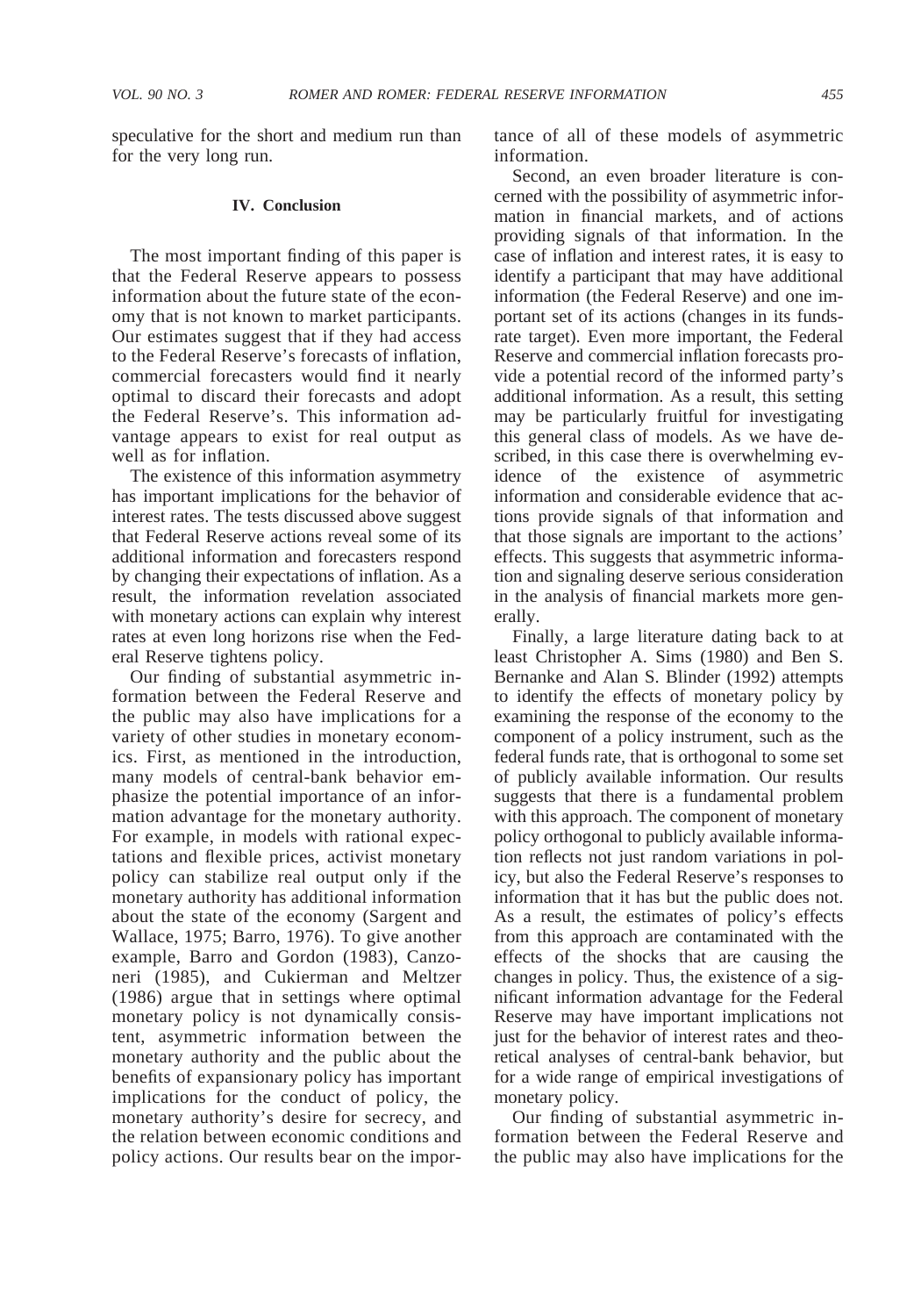speculative for the short and medium run than for the very long run.

## IV. Conclusion

The most important finding of this paper is that the Federal Reserve appears to possess information about the future state of the economy that is not known to market participants. Our estimates suggest that if they had access to the Federal Reserve's forecasts of inflation, commercial forecasters would find it nearly optimal to discard their forecasts and adopt the Federal Reserve's. This information advantage appears to exist for real output as well as for inflation.

The existence of this information asymmetry has important implications for the behavior of interest rates. The tests discussed above suggest that Federal Reserve actions reveal some of its additional information and forecasters respond by changing their expectations of inflation. As a result, the information revelation associated with monetary actions can explain why interest rates at even long horizons rise when the Federal Reserve tightens policy.

Our finding of substantial asymmetric information between the Federal Reserve and the public may also have implications for a variety of other studies in monetary economics. First, as mentioned in the introduction, many models of central-bank behavior emphasize the potential importance of an information advantage for the monetary authority. For example, in models with rational expectations and flexible prices, activist monetary policy can stabilize real output only if the monetary authority has additional information about the state of the economy (Sargent and Wallace, 1975; Barro, 1976). To give another example, Barro and Gordon (1983), Canzoneri (1985), and Cukierman and Meltzer (1986) argue that in settings where optimal monetary policy is not dynamically consistent, asymmetric information between the monetary authority and the public about the benefits of expansionary policy has important implications for the conduct of policy, the monetary authority's desire for secrecy, and the relation between economic conditions and policy actions. Our results bear on the importance of all of these models of asymmetric information.

Second, an even broader literature is concerned with the possibility of asymmetric information in financial markets, and of actions providing signals of that information. In the case of inflation and interest rates, it is easy to identify a participant that may have additional information (the Federal Reserve) and one important set of its actions (changes in its funds-rate target). Even more important, the Federal Reserve and commercial inflation forecasts provide a potential record of the informed party's additional information. As a result, this setting may be particularly fruitful for investigating this general class of models. As we have described, in this case there is overwhelming evidence of the existence of asymmetric information and considerable evidence that actions provide signals of that information and that those signals are important to the actions' effects. This suggests that asymmetric information and signaling deserve serious consideration in the analysis of financial markets more generally.

Finally, a large literature dating back to at least Christopher A. Sims (1980) and Ben S. Bernanke and Alan S. Blinder (1992) attempts to identify the effects of monetary policy by examining the response of the economy to the component of a policy instrument, such as the federal funds rate, that is orthogonal to some set of publicly available information. Our results suggests that there is a fundamental problem with this approach. The component of monetary policy orthogonal to publicly available information reflects not just random variations in policy, but also the Federal Reserve's responses to information that it has but the public does not. As a result, the estimates of policy's effects from this approach are contaminated with the effects of the shocks that are causing the changes in policy. Thus, the existence of a significant information advantage for the Federal Reserve may have important implications not just for the behavior of interest rates and theoretical analyses of central-bank behavior, but for a wide range of empirical investigations of monetary policy.

Our finding of substantial asymmetric information between the Federal Reserve and the public may also have implications for the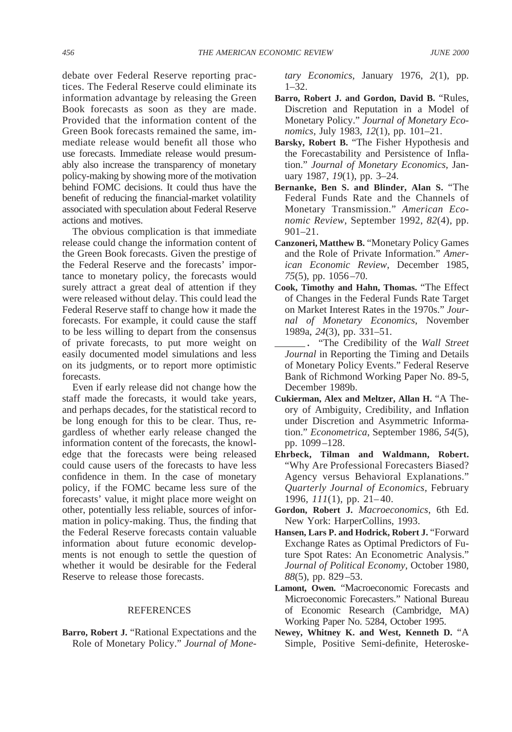debate over Federal Reserve reporting practices. The Federal Reserve could eliminate its information advantage by releasing the Green Book forecasts as soon as they are made. Provided that the information content of the Green Book forecasts remained the same, immediate release would benefit all those who use forecasts. Immediate release would presumably also increase the transparency of monetary policy-making by showing more of the motivation behind FOMC decisions. It could thus have the benefit of reducing the financial-market volatility associated with speculation about Federal Reserve actions and motives.

The obvious complication is that immediate release could change the information content of the Green Book forecasts. Given the prestige of the Federal Reserve and the forecasts' importance to monetary policy, the forecasts would surely attract a great deal of attention if they were released without delay. This could lead the Federal Reserve staff to change how it made the forecasts. For example, it could cause the staff to be less willing to depart from the consensus of private forecasts, to put more weight on easily documented model simulations and less on its judgments, or to report more optimistic forecasts.

Even if early release did not change how the staff made the forecasts, it would take years, and perhaps decades, for the statistical record to be long enough for this to be clear. Thus, regardless of whether early release changed the information content of the forecasts, the knowledge that the forecasts were being released could cause users of the forecasts to have less confidence in them. In the case of monetary policy, if the FOMC became less sure of the forecasts' value, it might place more weight on other, potentially less reliable, sources of information in policy-making. Thus, the finding that the Federal Reserve forecasts contain valuable information about future economic developments is not enough to settle the question of whether it would be desirable for the Federal Reserve to release those forecasts.

## REFERENCES

**Barro, Robert J.** "Rational Expectations and the Role of Monetary Policy." *Journal of Monetary Economics*, January 1976, *2*(1), pp. 1–32.

**Barro, Robert J. and Gordon, David B.** "Rules, Discretion and Reputation in a Model of Monetary Policy." *Journal of Monetary Economics*, July 1983, *12*(1), pp. 101–21.

**Barsky, Robert B.** "The Fisher Hypothesis and the Forecastability and Persistence of Inflation." *Journal of Monetary Economics*, January 1987, *19*(1), pp. 3–24.

**Bernanke, Ben S. and Blinder, Alan S.** "The Federal Funds Rate and the Channels of Monetary Transmission." *American Economic Review*, September 1992, *82*(4), pp. 901–21.

**Canzoneri, Matthew B.** "Monetary Policy Games and the Role of Private Information." *American Economic Review*, December 1985, *75*(5), pp. 1056–70.

**Cook, Timothy and Hahn, Thomas.** "The Effect of Changes in the Federal Funds Rate Target on Market Interest Rates in the 1970s." *Journal of Monetary Economics*, November 1989a, *24*(3), pp. 331–51.

______. "The Credibility of the *Wall Street Journal* in Reporting the Timing and Details of Monetary Policy Events." Federal Reserve Bank of Richmond Working Paper No. 89-5, December 1989b.

**Cukierman, Alex and Meltzer, Allan H.** "A Theory of Ambiguity, Credibility, and Inflation under Discretion and Asymmetric Information." *Econometrica*, September 1986, *54*(5), pp. 1099–128.

**Ehrbeck, Tilman and Waldmann, Robert.** "Why Are Professional Forecasters Biased? Agency versus Behavioral Explanations." *Quarterly Journal of Economics*, February 1996, *111*(1), pp. 21–40.

**Gordon, Robert J.** *Macroeconomics*, 6th Ed. New York: HarperCollins, 1993.

**Hansen, Lars P. and Hodrick, Robert J.** "Forward Exchange Rates as Optimal Predictors of Future Spot Rates: An Econometric Analysis." *Journal of Political Economy*, October 1980, *88*(5), pp. 829–53.

**Lamont, Owen.** "Macroeconomic Forecasts and Microeconomic Forecasters." National Bureau of Economic Research (Cambridge, MA) Working Paper No. 5284, October 1995.

**Newey, Whitney K. and West, Kenneth D.** "A Simple, Positive Semi-definite, Heteroske-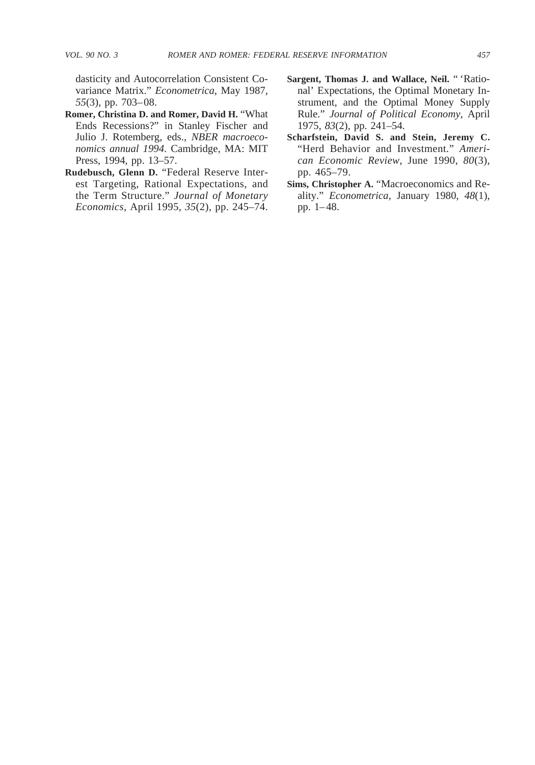dasticity and Autocorrelation Consistent Covariance Matrix." *Econometrica*, May 1987, *55*(3), pp. 703–08.

**Romer, Christina D. and Romer, David H.** "What Ends Recessions?" in Stanley Fischer and Julio J. Rotemberg, eds., *NBER macroeconomics annual 1994*. Cambridge, MA: MIT Press, 1994, pp. 13–57.

**Rudebusch, Glenn D.** "Federal Reserve Interest Targeting, Rational Expectations, and the Term Structure." *Journal of Monetary Economics*, April 1995, *35*(2), pp. 245–74.

**Sargent, Thomas J. and Wallace, Neil.** " 'Rational' Expectations, the Optimal Monetary Instrument, and the Optimal Money Supply Rule." *Journal of Political Economy*, April 1975, *83*(2), pp. 241–54.

**Scharfstein, David S. and Stein, Jeremy C.** "Herd Behavior and Investment." *American Economic Review*, June 1990, *80*(3), pp. 465–79.

**Sims, Christopher A.** "Macroeconomics and Reality." *Econometrica*, January 1980, *48*(1), pp. 1–48.